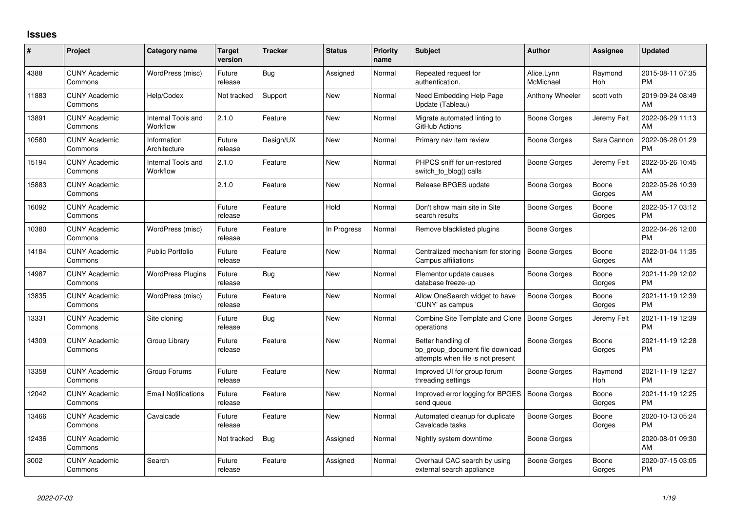# Issues

| # | Project | Category name | Target version | Tracker | Status | Priority name | Subject | Author | Assignee | Updated |
|---|---|---|---|---|---|---|---|---|---|---|
| 4388 | CUNY Academic Commons | WordPress (misc) | Future release | Bug | Assigned | Normal | Repeated request for authentication. | Alice.Lynn McMichael | Raymond Hoh | 2015-08-11 07:35 PM |
| 11883 | CUNY Academic Commons | Help/Codex | Not tracked | Support | New | Normal | Need Embedding Help Page Update (Tableau) | Anthony Wheeler | scott voth | 2019-09-24 08:49 AM |
| 13891 | CUNY Academic Commons | Internal Tools and Workflow | 2.1.0 | Feature | New | Normal | Migrate automated linting to GitHub Actions | Boone Gorges | Jeremy Felt | 2022-06-29 11:13 AM |
| 10580 | CUNY Academic Commons | Information Architecture | Future release | Design/UX | New | Normal | Primary nav item review | Boone Gorges | Sara Cannon | 2022-06-28 01:29 PM |
| 15194 | CUNY Academic Commons | Internal Tools and Workflow | 2.1.0 | Feature | New | Normal | PHPCS sniff for un-restored switch_to_blog() calls | Boone Gorges | Jeremy Felt | 2022-05-26 10:45 AM |
| 15883 | CUNY Academic Commons | | 2.1.0 | Feature | New | Normal | Release BPGES update | Boone Gorges | Boone Gorges | 2022-05-26 10:39 AM |
| 16092 | CUNY Academic Commons | | Future release | Feature | Hold | Normal | Don't show main site in Site search results | Boone Gorges | Boone Gorges | 2022-05-17 03:12 PM |
| 10380 | CUNY Academic Commons | WordPress (misc) | Future release | Feature | In Progress | Normal | Remove blacklisted plugins | Boone Gorges | | 2022-04-26 12:00 PM |
| 14184 | CUNY Academic Commons | Public Portfolio | Future release | Feature | New | Normal | Centralized mechanism for storing Campus affiliations | Boone Gorges | Boone Gorges | 2022-01-04 11:35 AM |
| 14987 | CUNY Academic Commons | WordPress Plugins | Future release | Bug | New | Normal | Elementor update causes database freeze-up | Boone Gorges | Boone Gorges | 2021-11-29 12:02 PM |
| 13835 | CUNY Academic Commons | WordPress (misc) | Future release | Feature | New | Normal | Allow OneSearch widget to have 'CUNY' as campus | Boone Gorges | Boone Gorges | 2021-11-19 12:39 PM |
| 13331 | CUNY Academic Commons | Site cloning | Future release | Bug | New | Normal | Combine Site Template and Clone operations | Boone Gorges | Jeremy Felt | 2021-11-19 12:39 PM |
| 14309 | CUNY Academic Commons | Group Library | Future release | Feature | New | Normal | Better handling of bp_group_document file download attempts when file is not present | Boone Gorges | Boone Gorges | 2021-11-19 12:28 PM |
| 13358 | CUNY Academic Commons | Group Forums | Future release | Feature | New | Normal | Improved UI for group forum threading settings | Boone Gorges | Raymond Hoh | 2021-11-19 12:27 PM |
| 12042 | CUNY Academic Commons | Email Notifications | Future release | Feature | New | Normal | Improved error logging for BPGES send queue | Boone Gorges | Boone Gorges | 2021-11-19 12:25 PM |
| 13466 | CUNY Academic Commons | Cavalcade | Future release | Feature | New | Normal | Automated cleanup for duplicate Cavalcade tasks | Boone Gorges | Boone Gorges | 2020-10-13 05:24 PM |
| 12436 | CUNY Academic Commons | | Not tracked | Bug | Assigned | Normal | Nightly system downtime | Boone Gorges | | 2020-08-01 09:30 AM |
| 3002 | CUNY Academic Commons | Search | Future release | Feature | Assigned | Normal | Overhaul CAC search by using external search appliance | Boone Gorges | Boone Gorges | 2020-07-15 03:05 PM |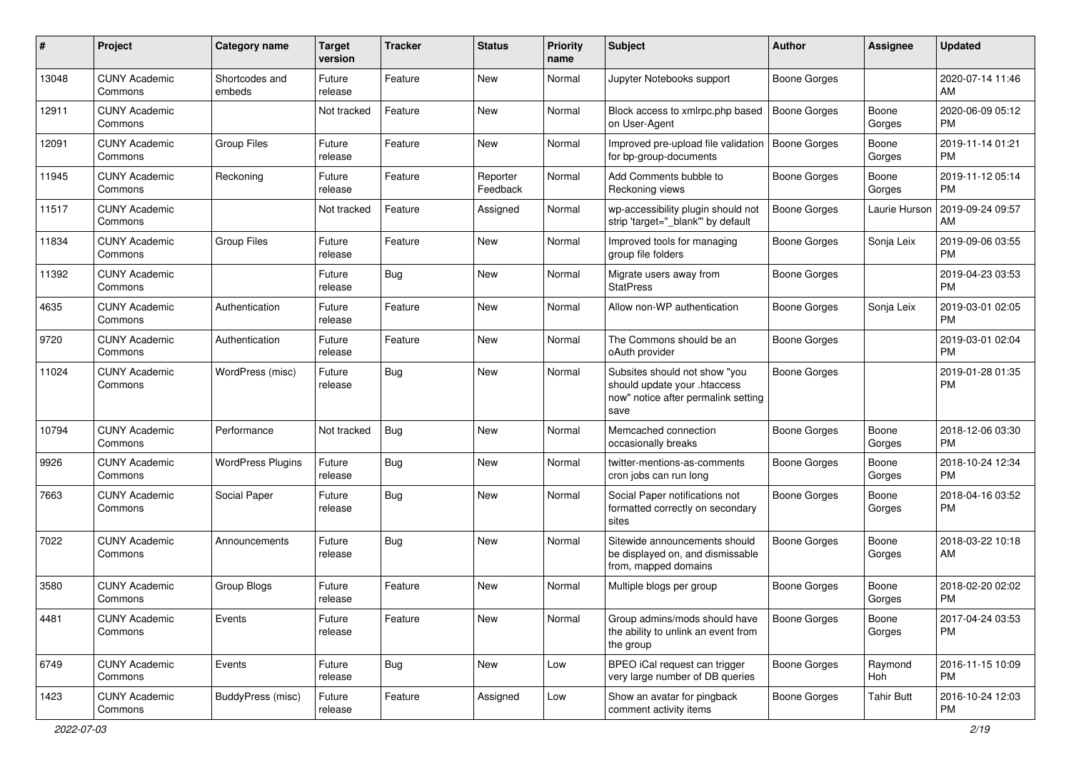| # | Project | Category name | Target version | Tracker | Status | Priority name | Subject | Author | Assignee | Updated |
|---|---|---|---|---|---|---|---|---|---|---|
| 13048 | CUNY Academic Commons | Shortcodes and embeds | Future release | Feature | New | Normal | Jupyter Notebooks support | Boone Gorges | | 2020-07-14 11:46 AM |
| 12911 | CUNY Academic Commons | | Not tracked | Feature | New | Normal | Block access to xmlrpc.php based on User-Agent | Boone Gorges | Boone Gorges | 2020-06-09 05:12 PM |
| 12091 | CUNY Academic Commons | Group Files | Future release | Feature | New | Normal | Improved pre-upload file validation for bp-group-documents | Boone Gorges | Boone Gorges | 2019-11-14 01:21 PM |
| 11945 | CUNY Academic Commons | Reckoning | Future release | Feature | Reporter Feedback | Normal | Add Comments bubble to Reckoning views | Boone Gorges | Boone Gorges | 2019-11-12 05:14 PM |
| 11517 | CUNY Academic Commons | | Not tracked | Feature | Assigned | Normal | wp-accessibility plugin should not strip 'target="_blank"' by default | Boone Gorges | Laurie Hurson | 2019-09-24 09:57 AM |
| 11834 | CUNY Academic Commons | Group Files | Future release | Feature | New | Normal | Improved tools for managing group file folders | Boone Gorges | Sonja Leix | 2019-09-06 03:55 PM |
| 11392 | CUNY Academic Commons | | Future release | Bug | New | Normal | Migrate users away from StatPress | Boone Gorges | | 2019-04-23 03:53 PM |
| 4635 | CUNY Academic Commons | Authentication | Future release | Feature | New | Normal | Allow non-WP authentication | Boone Gorges | Sonja Leix | 2019-03-01 02:05 PM |
| 9720 | CUNY Academic Commons | Authentication | Future release | Feature | New | Normal | The Commons should be an oAuth provider | Boone Gorges | | 2019-03-01 02:04 PM |
| 11024 | CUNY Academic Commons | WordPress (misc) | Future release | Bug | New | Normal | Subsites should not show "you should update your .htaccess now" notice after permalink setting save | Boone Gorges | | 2019-01-28 01:35 PM |
| 10794 | CUNY Academic Commons | Performance | Not tracked | Bug | New | Normal | Memcached connection occasionally breaks | Boone Gorges | Boone Gorges | 2018-12-06 03:30 PM |
| 9926 | CUNY Academic Commons | WordPress Plugins | Future release | Bug | New | Normal | twitter-mentions-as-comments cron jobs can run long | Boone Gorges | Boone Gorges | 2018-10-24 12:34 PM |
| 7663 | CUNY Academic Commons | Social Paper | Future release | Bug | New | Normal | Social Paper notifications not formatted correctly on secondary sites | Boone Gorges | Boone Gorges | 2018-04-16 03:52 PM |
| 7022 | CUNY Academic Commons | Announcements | Future release | Bug | New | Normal | Sitewide announcements should be displayed on, and dismissable from, mapped domains | Boone Gorges | Boone Gorges | 2018-03-22 10:18 AM |
| 3580 | CUNY Academic Commons | Group Blogs | Future release | Feature | New | Normal | Multiple blogs per group | Boone Gorges | Boone Gorges | 2018-02-20 02:02 PM |
| 4481 | CUNY Academic Commons | Events | Future release | Feature | New | Normal | Group admins/mods should have the ability to unlink an event from the group | Boone Gorges | Boone Gorges | 2017-04-24 03:53 PM |
| 6749 | CUNY Academic Commons | Events | Future release | Bug | New | Low | BPEO iCal request can trigger very large number of DB queries | Boone Gorges | Raymond Hoh | 2016-11-15 10:09 PM |
| 1423 | CUNY Academic Commons | BuddyPress (misc) | Future release | Feature | Assigned | Low | Show an avatar for pingback comment activity items | Boone Gorges | Tahir Butt | 2016-10-24 12:03 PM |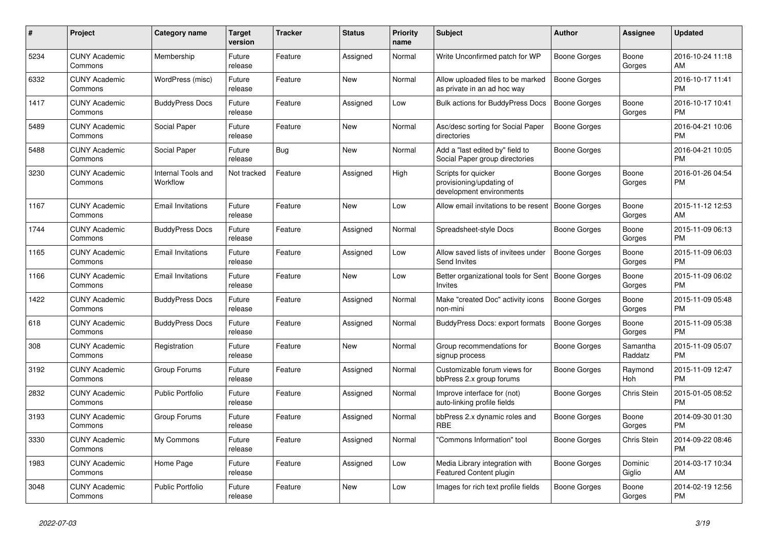| # | Project | Category name | Target version | Tracker | Status | Priority name | Subject | Author | Assignee | Updated |
|---|---|---|---|---|---|---|---|---|---|---|
| 5234 | CUNY Academic Commons | Membership | Future release | Feature | Assigned | Normal | Write Unconfirmed patch for WP | Boone Gorges | Boone Gorges | 2016-10-24 11:18 AM |
| 6332 | CUNY Academic Commons | WordPress (misc) | Future release | Feature | New | Normal | Allow uploaded files to be marked as private in an ad hoc way | Boone Gorges | | 2016-10-17 11:41 PM |
| 1417 | CUNY Academic Commons | BuddyPress Docs | Future release | Feature | Assigned | Low | Bulk actions for BuddyPress Docs | Boone Gorges | Boone Gorges | 2016-10-17 10:41 PM |
| 5489 | CUNY Academic Commons | Social Paper | Future release | Feature | New | Normal | Asc/desc sorting for Social Paper directories | Boone Gorges | | 2016-04-21 10:06 PM |
| 5488 | CUNY Academic Commons | Social Paper | Future release | Bug | New | Normal | Add a "last edited by" field to Social Paper group directories | Boone Gorges | | 2016-04-21 10:05 PM |
| 3230 | CUNY Academic Commons | Internal Tools and Workflow | Not tracked | Feature | Assigned | High | Scripts for quicker provisioning/updating of development environments | Boone Gorges | Boone Gorges | 2016-01-26 04:54 PM |
| 1167 | CUNY Academic Commons | Email Invitations | Future release | Feature | New | Low | Allow email invitations to be resent | Boone Gorges | Boone Gorges | 2015-11-12 12:53 AM |
| 1744 | CUNY Academic Commons | BuddyPress Docs | Future release | Feature | Assigned | Normal | Spreadsheet-style Docs | Boone Gorges | Boone Gorges | 2015-11-09 06:13 PM |
| 1165 | CUNY Academic Commons | Email Invitations | Future release | Feature | Assigned | Low | Allow saved lists of invitees under Send Invites | Boone Gorges | Boone Gorges | 2015-11-09 06:03 PM |
| 1166 | CUNY Academic Commons | Email Invitations | Future release | Feature | New | Low | Better organizational tools for Sent Invites | Boone Gorges | Boone Gorges | 2015-11-09 06:02 PM |
| 1422 | CUNY Academic Commons | BuddyPress Docs | Future release | Feature | Assigned | Normal | Make "created Doc" activity icons non-mini | Boone Gorges | Boone Gorges | 2015-11-09 05:48 PM |
| 618 | CUNY Academic Commons | BuddyPress Docs | Future release | Feature | Assigned | Normal | BuddyPress Docs: export formats | Boone Gorges | Boone Gorges | 2015-11-09 05:38 PM |
| 308 | CUNY Academic Commons | Registration | Future release | Feature | New | Normal | Group recommendations for signup process | Boone Gorges | Samantha Raddatz | 2015-11-09 05:07 PM |
| 3192 | CUNY Academic Commons | Group Forums | Future release | Feature | Assigned | Normal | Customizable forum views for bbPress 2.x group forums | Boone Gorges | Raymond Hoh | 2015-11-09 12:47 PM |
| 2832 | CUNY Academic Commons | Public Portfolio | Future release | Feature | Assigned | Normal | Improve interface for (not) auto-linking profile fields | Boone Gorges | Chris Stein | 2015-01-05 08:52 PM |
| 3193 | CUNY Academic Commons | Group Forums | Future release | Feature | Assigned | Normal | bbPress 2.x dynamic roles and RBE | Boone Gorges | Boone Gorges | 2014-09-30 01:30 PM |
| 3330 | CUNY Academic Commons | My Commons | Future release | Feature | Assigned | Normal | "Commons Information" tool | Boone Gorges | Chris Stein | 2014-09-22 08:46 PM |
| 1983 | CUNY Academic Commons | Home Page | Future release | Feature | Assigned | Low | Media Library integration with Featured Content plugin | Boone Gorges | Dominic Giglio | 2014-03-17 10:34 AM |
| 3048 | CUNY Academic Commons | Public Portfolio | Future release | Feature | New | Low | Images for rich text profile fields | Boone Gorges | Boone Gorges | 2014-02-19 12:56 PM |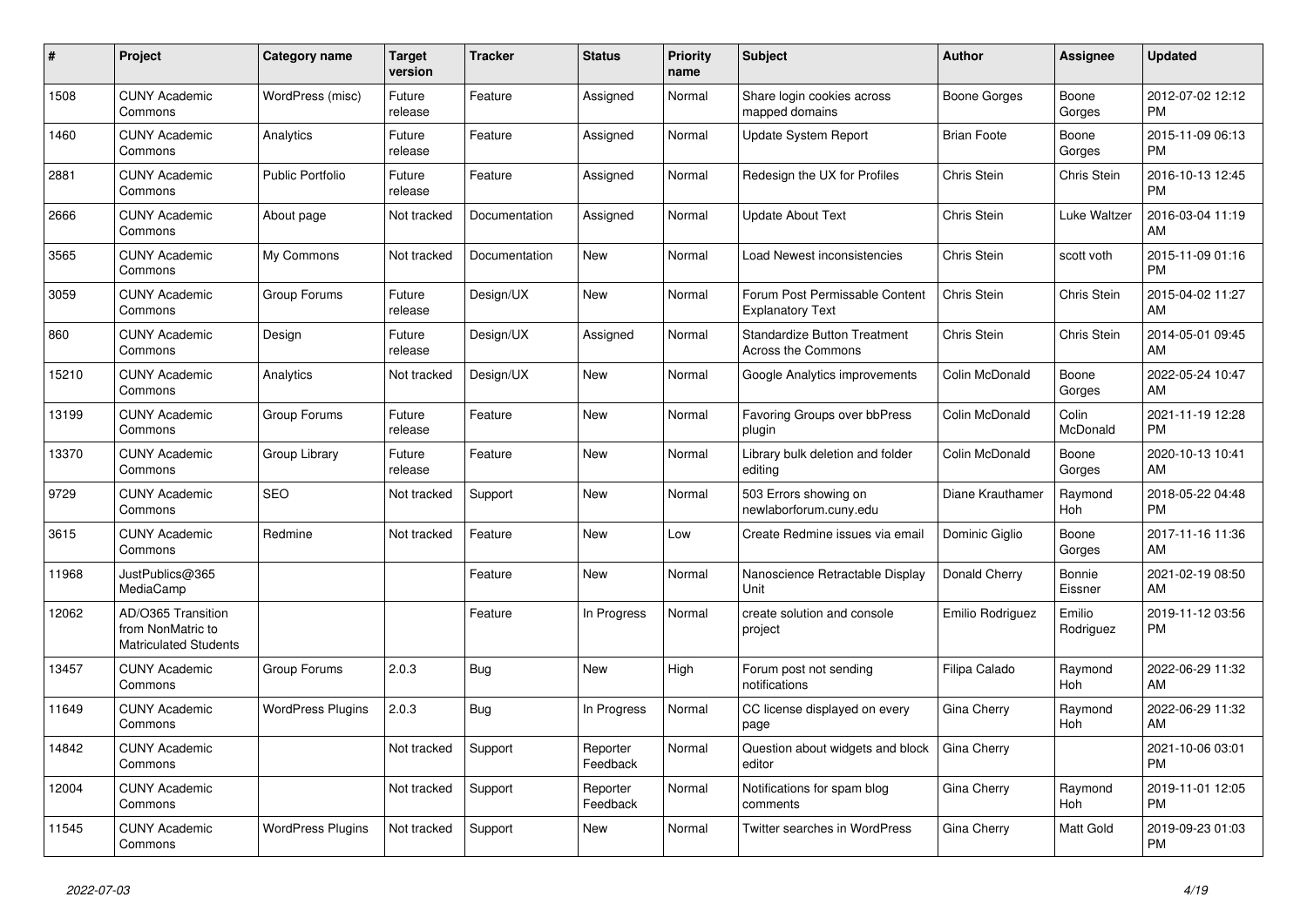| # | Project | Category name | Target version | Tracker | Status | Priority name | Subject | Author | Assignee | Updated |
|---|---|---|---|---|---|---|---|---|---|---|
| 1508 | CUNY Academic Commons | WordPress (misc) | Future release | Feature | Assigned | Normal | Share login cookies across mapped domains | Boone Gorges | Boone Gorges | 2012-07-02 12:12 PM |
| 1460 | CUNY Academic Commons | Analytics | Future release | Feature | Assigned | Normal | Update System Report | Brian Foote | Boone Gorges | 2015-11-09 06:13 PM |
| 2881 | CUNY Academic Commons | Public Portfolio | Future release | Feature | Assigned | Normal | Redesign the UX for Profiles | Chris Stein | Chris Stein | 2016-10-13 12:45 PM |
| 2666 | CUNY Academic Commons | About page | Not tracked | Documentation | Assigned | Normal | Update About Text | Chris Stein | Luke Waltzer | 2016-03-04 11:19 AM |
| 3565 | CUNY Academic Commons | My Commons | Not tracked | Documentation | New | Normal | Load Newest inconsistencies | Chris Stein | scott voth | 2015-11-09 01:16 PM |
| 3059 | CUNY Academic Commons | Group Forums | Future release | Design/UX | New | Normal | Forum Post Permissable Content Explanatory Text | Chris Stein | Chris Stein | 2015-04-02 11:27 AM |
| 860 | CUNY Academic Commons | Design | Future release | Design/UX | Assigned | Normal | Standardize Button Treatment Across the Commons | Chris Stein | Chris Stein | 2014-05-01 09:45 AM |
| 15210 | CUNY Academic Commons | Analytics | Not tracked | Design/UX | New | Normal | Google Analytics improvements | Colin McDonald | Boone Gorges | 2022-05-24 10:47 AM |
| 13199 | CUNY Academic Commons | Group Forums | Future release | Feature | New | Normal | Favoring Groups over bbPress plugin | Colin McDonald | Colin McDonald | 2021-11-19 12:28 PM |
| 13370 | CUNY Academic Commons | Group Library | Future release | Feature | New | Normal | Library bulk deletion and folder editing | Colin McDonald | Boone Gorges | 2020-10-13 10:41 AM |
| 9729 | CUNY Academic Commons | SEO | Not tracked | Support | New | Normal | 503 Errors showing on newlaborforum.cuny.edu | Diane Krauthamer | Raymond Hoh | 2018-05-22 04:48 PM |
| 3615 | CUNY Academic Commons | Redmine | Not tracked | Feature | New | Low | Create Redmine issues via email | Dominic Giglio | Boone Gorges | 2017-11-16 11:36 AM |
| 11968 | JustPublics@365 MediaCamp | | | Feature | New | Normal | Nanoscience Retractable Display Unit | Donald Cherry | Bonnie Eissner | 2021-02-19 08:50 AM |
| 12062 | AD/O365 Transition from NonMatric to Matriculated Students | | | Feature | In Progress | Normal | create solution and console project | Emilio Rodriguez | Emilio Rodriguez | 2019-11-12 03:56 PM |
| 13457 | CUNY Academic Commons | Group Forums | 2.0.3 | Bug | New | High | Forum post not sending notifications | Filipa Calado | Raymond Hoh | 2022-06-29 11:32 AM |
| 11649 | CUNY Academic Commons | WordPress Plugins | 2.0.3 | Bug | In Progress | Normal | CC license displayed on every page | Gina Cherry | Raymond Hoh | 2022-06-29 11:32 AM |
| 14842 | CUNY Academic Commons | | Not tracked | Support | Reporter Feedback | Normal | Question about widgets and block editor | Gina Cherry | | 2021-10-06 03:01 PM |
| 12004 | CUNY Academic Commons | | Not tracked | Support | Reporter Feedback | Normal | Notifications for spam blog comments | Gina Cherry | Raymond Hoh | 2019-11-01 12:05 PM |
| 11545 | CUNY Academic Commons | WordPress Plugins | Not tracked | Support | New | Normal | Twitter searches in WordPress | Gina Cherry | Matt Gold | 2019-09-23 01:03 PM |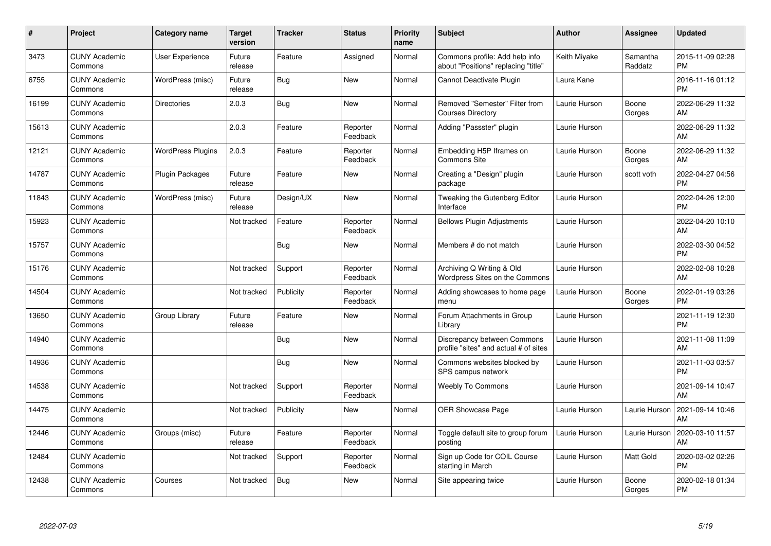| # | Project | Category name | Target version | Tracker | Status | Priority name | Subject | Author | Assignee | Updated |
|---|---|---|---|---|---|---|---|---|---|---|
| 3473 | CUNY Academic Commons | User Experience | Future release | Feature | Assigned | Normal | Commons profile: Add help info about "Positions" replacing "title" | Keith Miyake | Samantha Raddatz | 2015-11-09 02:28 PM |
| 6755 | CUNY Academic Commons | WordPress (misc) | Future release | Bug | New | Normal | Cannot Deactivate Plugin | Laura Kane | | 2016-11-16 01:12 PM |
| 16199 | CUNY Academic Commons | Directories | 2.0.3 | Bug | New | Normal | Removed "Semester" Filter from Courses Directory | Laurie Hurson | Boone Gorges | 2022-06-29 11:32 AM |
| 15613 | CUNY Academic Commons | | 2.0.3 | Feature | Reporter Feedback | Normal | Adding "Passster" plugin | Laurie Hurson | | 2022-06-29 11:32 AM |
| 12121 | CUNY Academic Commons | WordPress Plugins | 2.0.3 | Feature | Reporter Feedback | Normal | Embedding H5P Iframes on Commons Site | Laurie Hurson | Boone Gorges | 2022-06-29 11:32 AM |
| 14787 | CUNY Academic Commons | Plugin Packages | Future release | Feature | New | Normal | Creating a "Design" plugin package | Laurie Hurson | scott voth | 2022-04-27 04:56 PM |
| 11843 | CUNY Academic Commons | WordPress (misc) | Future release | Design/UX | New | Normal | Tweaking the Gutenberg Editor Interface | Laurie Hurson | | 2022-04-26 12:00 PM |
| 15923 | CUNY Academic Commons | | Not tracked | Feature | Reporter Feedback | Normal | Bellows Plugin Adjustments | Laurie Hurson | | 2022-04-20 10:10 AM |
| 15757 | CUNY Academic Commons | | | Bug | New | Normal | Members # do not match | Laurie Hurson | | 2022-03-30 04:52 PM |
| 15176 | CUNY Academic Commons | | Not tracked | Support | Reporter Feedback | Normal | Archiving Q Writing & Old Wordpress Sites on the Commons | Laurie Hurson | | 2022-02-08 10:28 AM |
| 14504 | CUNY Academic Commons | | Not tracked | Publicity | Reporter Feedback | Normal | Adding showcases to home page menu | Laurie Hurson | Boone Gorges | 2022-01-19 03:26 PM |
| 13650 | CUNY Academic Commons | Group Library | Future release | Feature | New | Normal | Forum Attachments in Group Library | Laurie Hurson | | 2021-11-19 12:30 PM |
| 14940 | CUNY Academic Commons | | | Bug | New | Normal | Discrepancy between Commons profile "sites" and actual # of sites | Laurie Hurson | | 2021-11-08 11:09 AM |
| 14936 | CUNY Academic Commons | | | Bug | New | Normal | Commons websites blocked by SPS campus network | Laurie Hurson | | 2021-11-03 03:57 PM |
| 14538 | CUNY Academic Commons | | Not tracked | Support | Reporter Feedback | Normal | Weebly To Commons | Laurie Hurson | | 2021-09-14 10:47 AM |
| 14475 | CUNY Academic Commons | | Not tracked | Publicity | New | Normal | OER Showcase Page | Laurie Hurson | Laurie Hurson | 2021-09-14 10:46 AM |
| 12446 | CUNY Academic Commons | Groups (misc) | Future release | Feature | Reporter Feedback | Normal | Toggle default site to group forum posting | Laurie Hurson | Laurie Hurson | 2020-03-10 11:57 AM |
| 12484 | CUNY Academic Commons | | Not tracked | Support | Reporter Feedback | Normal | Sign up Code for COIL Course starting in March | Laurie Hurson | Matt Gold | 2020-03-02 02:26 PM |
| 12438 | CUNY Academic Commons | Courses | Not tracked | Bug | New | Normal | Site appearing twice | Laurie Hurson | Boone Gorges | 2020-02-18 01:34 PM |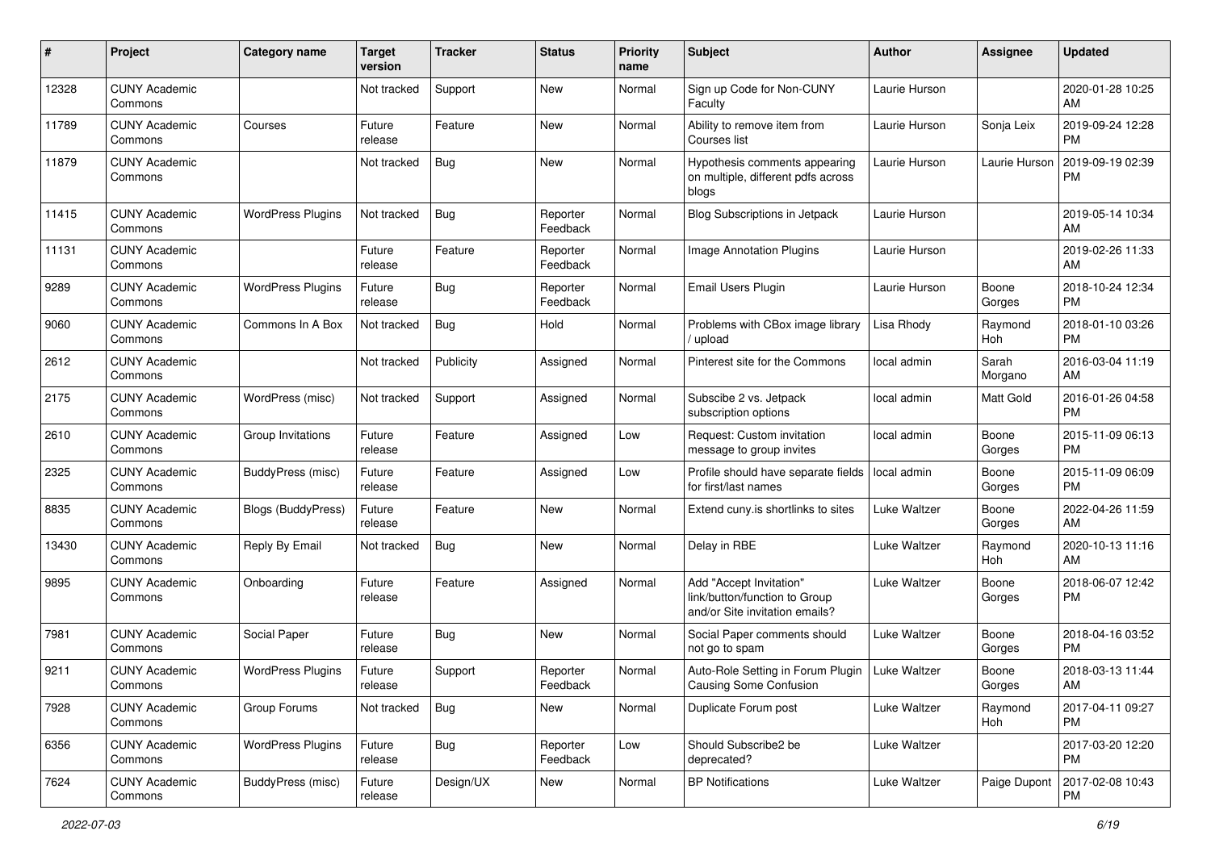| # | Project | Category name | Target version | Tracker | Status | Priority name | Subject | Author | Assignee | Updated |
|---|---|---|---|---|---|---|---|---|---|---|
| 12328 | CUNY Academic Commons | | Not tracked | Support | New | Normal | Sign up Code for Non-CUNY Faculty | Laurie Hurson | | 2020-01-28 10:25 AM |
| 11789 | CUNY Academic Commons | Courses | Future release | Feature | New | Normal | Ability to remove item from Courses list | Laurie Hurson | Sonja Leix | 2019-09-24 12:28 PM |
| 11879 | CUNY Academic Commons | | Not tracked | Bug | New | Normal | Hypothesis comments appearing on multiple, different pdfs across blogs | Laurie Hurson | Laurie Hurson | 2019-09-19 02:39 PM |
| 11415 | CUNY Academic Commons | WordPress Plugins | Not tracked | Bug | Reporter Feedback | Normal | Blog Subscriptions in Jetpack | Laurie Hurson | | 2019-05-14 10:34 AM |
| 11131 | CUNY Academic Commons | | Future release | Feature | Reporter Feedback | Normal | Image Annotation Plugins | Laurie Hurson | | 2019-02-26 11:33 AM |
| 9289 | CUNY Academic Commons | WordPress Plugins | Future release | Bug | Reporter Feedback | Normal | Email Users Plugin | Laurie Hurson | Boone Gorges | 2018-10-24 12:34 PM |
| 9060 | CUNY Academic Commons | Commons In A Box | Not tracked | Bug | Hold | Normal | Problems with CBox image library / upload | Lisa Rhody | Raymond Hoh | 2018-01-10 03:26 PM |
| 2612 | CUNY Academic Commons | | Not tracked | Publicity | Assigned | Normal | Pinterest site for the Commons | local admin | Sarah Morgano | 2016-03-04 11:19 AM |
| 2175 | CUNY Academic Commons | WordPress (misc) | Not tracked | Support | Assigned | Normal | Subscibe 2 vs. Jetpack subscription options | local admin | Matt Gold | 2016-01-26 04:58 PM |
| 2610 | CUNY Academic Commons | Group Invitations | Future release | Feature | Assigned | Low | Request: Custom invitation message to group invites | local admin | Boone Gorges | 2015-11-09 06:13 PM |
| 2325 | CUNY Academic Commons | BuddyPress (misc) | Future release | Feature | Assigned | Low | Profile should have separate fields for first/last names | local admin | Boone Gorges | 2015-11-09 06:09 PM |
| 8835 | CUNY Academic Commons | Blogs (BuddyPress) | Future release | Feature | New | Normal | Extend cuny.is shortlinks to sites | Luke Waltzer | Boone Gorges | 2022-04-26 11:59 AM |
| 13430 | CUNY Academic Commons | Reply By Email | Not tracked | Bug | New | Normal | Delay in RBE | Luke Waltzer | Raymond Hoh | 2020-10-13 11:16 AM |
| 9895 | CUNY Academic Commons | Onboarding | Future release | Feature | Assigned | Normal | Add "Accept Invitation" link/button/function to Group and/or Site invitation emails? | Luke Waltzer | Boone Gorges | 2018-06-07 12:42 PM |
| 7981 | CUNY Academic Commons | Social Paper | Future release | Bug | New | Normal | Social Paper comments should not go to spam | Luke Waltzer | Boone Gorges | 2018-04-16 03:52 PM |
| 9211 | CUNY Academic Commons | WordPress Plugins | Future release | Support | Reporter Feedback | Normal | Auto-Role Setting in Forum Plugin Causing Some Confusion | Luke Waltzer | Boone Gorges | 2018-03-13 11:44 AM |
| 7928 | CUNY Academic Commons | Group Forums | Not tracked | Bug | New | Normal | Duplicate Forum post | Luke Waltzer | Raymond Hoh | 2017-04-11 09:27 PM |
| 6356 | CUNY Academic Commons | WordPress Plugins | Future release | Bug | Reporter Feedback | Low | Should Subscribe2 be deprecated? | Luke Waltzer | | 2017-03-20 12:20 PM |
| 7624 | CUNY Academic Commons | BuddyPress (misc) | Future release | Design/UX | New | Normal | BP Notifications | Luke Waltzer | Paige Dupont | 2017-02-08 10:43 PM |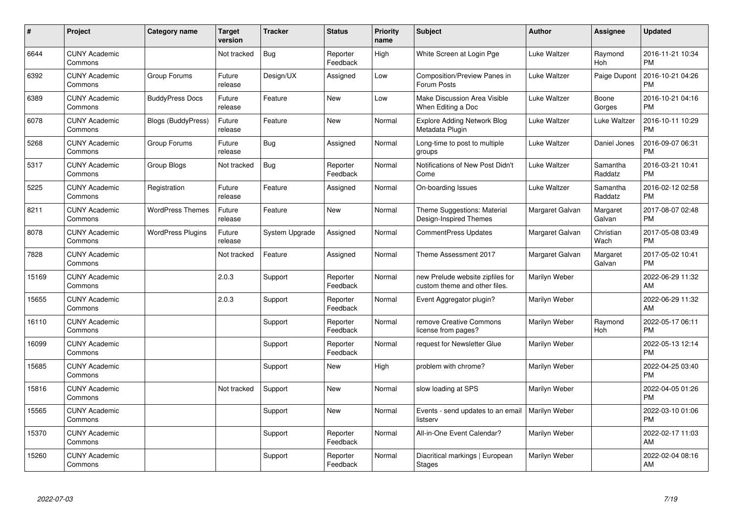| # | Project | Category name | Target version | Tracker | Status | Priority name | Subject | Author | Assignee | Updated |
|---|---|---|---|---|---|---|---|---|---|---|
| 6644 | CUNY Academic Commons | | Not tracked | Bug | Reporter Feedback | High | White Screen at Login Pge | Luke Waltzer | Raymond Hoh | 2016-11-21 10:34 PM |
| 6392 | CUNY Academic Commons | Group Forums | Future release | Design/UX | Assigned | Low | Composition/Preview Panes in Forum Posts | Luke Waltzer | Paige Dupont | 2016-10-21 04:26 PM |
| 6389 | CUNY Academic Commons | BuddyPress Docs | Future release | Feature | New | Low | Make Discussion Area Visible When Editing a Doc | Luke Waltzer | Boone Gorges | 2016-10-21 04:16 PM |
| 6078 | CUNY Academic Commons | Blogs (BuddyPress) | Future release | Feature | New | Normal | Explore Adding Network Blog Metadata Plugin | Luke Waltzer | Luke Waltzer | 2016-10-11 10:29 PM |
| 5268 | CUNY Academic Commons | Group Forums | Future release | Bug | Assigned | Normal | Long-time to post to multiple groups | Luke Waltzer | Daniel Jones | 2016-09-07 06:31 PM |
| 5317 | CUNY Academic Commons | Group Blogs | Not tracked | Bug | Reporter Feedback | Normal | Notifications of New Post Didn't Come | Luke Waltzer | Samantha Raddatz | 2016-03-21 10:41 PM |
| 5225 | CUNY Academic Commons | Registration | Future release | Feature | Assigned | Normal | On-boarding Issues | Luke Waltzer | Samantha Raddatz | 2016-02-12 02:58 PM |
| 8211 | CUNY Academic Commons | WordPress Themes | Future release | Feature | New | Normal | Theme Suggestions: Material Design-Inspired Themes | Margaret Galvan | Margaret Galvan | 2017-08-07 02:48 PM |
| 8078 | CUNY Academic Commons | WordPress Plugins | Future release | System Upgrade | Assigned | Normal | CommentPress Updates | Margaret Galvan | Christian Wach | 2017-05-08 03:49 PM |
| 7828 | CUNY Academic Commons | | Not tracked | Feature | Assigned | Normal | Theme Assessment 2017 | Margaret Galvan | Margaret Galvan | 2017-05-02 10:41 PM |
| 15169 | CUNY Academic Commons | | 2.0.3 | Support | Reporter Feedback | Normal | new Prelude website zipfiles for custom theme and other files. | Marilyn Weber | | 2022-06-29 11:32 AM |
| 15655 | CUNY Academic Commons | | 2.0.3 | Support | Reporter Feedback | Normal | Event Aggregator plugin? | Marilyn Weber | | 2022-06-29 11:32 AM |
| 16110 | CUNY Academic Commons | | | Support | Reporter Feedback | Normal | remove Creative Commons license from pages? | Marilyn Weber | Raymond Hoh | 2022-05-17 06:11 PM |
| 16099 | CUNY Academic Commons | | | Support | Reporter Feedback | Normal | request for Newsletter Glue | Marilyn Weber | | 2022-05-13 12:14 PM |
| 15685 | CUNY Academic Commons | | | Support | New | High | problem with chrome? | Marilyn Weber | | 2022-04-25 03:40 PM |
| 15816 | CUNY Academic Commons | | Not tracked | Support | New | Normal | slow loading at SPS | Marilyn Weber | | 2022-04-05 01:26 PM |
| 15565 | CUNY Academic Commons | | | Support | New | Normal | Events - send updates to an email listserv | Marilyn Weber | | 2022-03-10 01:06 PM |
| 15370 | CUNY Academic Commons | | | Support | Reporter Feedback | Normal | All-in-One Event Calendar? | Marilyn Weber | | 2022-02-17 11:03 AM |
| 15260 | CUNY Academic Commons | | | Support | Reporter Feedback | Normal | Diacritical markings \| European Stages | Marilyn Weber | | 2022-02-04 08:16 AM |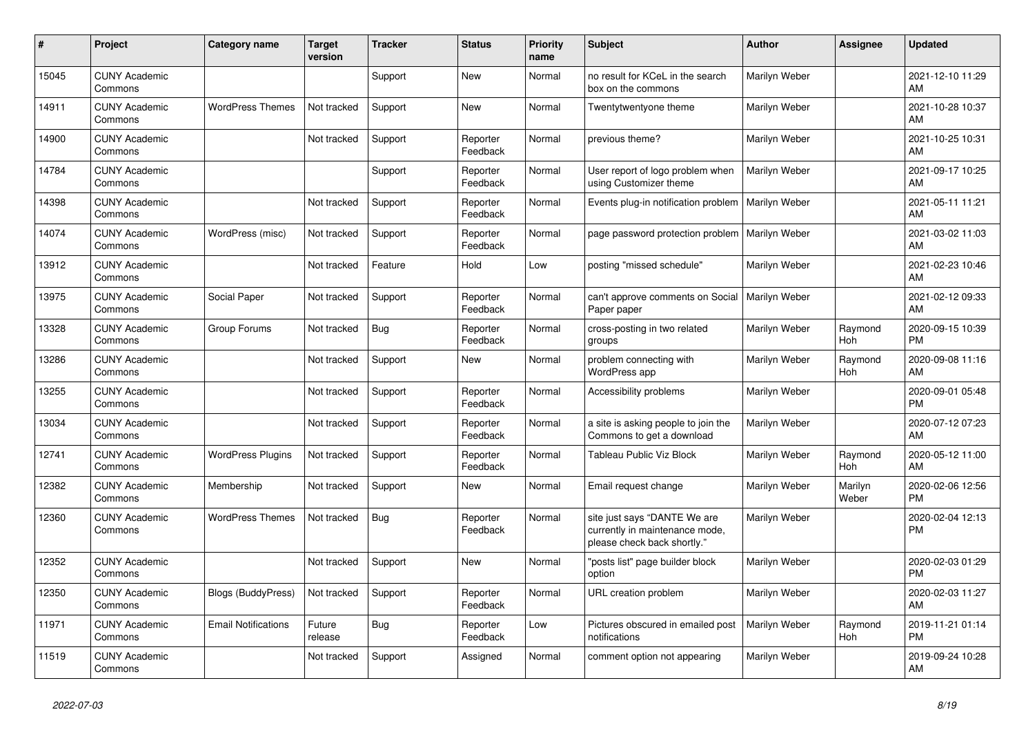| # | Project | Category name | Target version | Tracker | Status | Priority name | Subject | Author | Assignee | Updated |
|---|---|---|---|---|---|---|---|---|---|---|
| 15045 | CUNY Academic Commons | | | Support | New | Normal | no result for KCeL in the search box on the commons | Marilyn Weber | | 2021-12-10 11:29 AM |
| 14911 | CUNY Academic Commons | WordPress Themes | Not tracked | Support | New | Normal | Twentytwentyone theme | Marilyn Weber | | 2021-10-28 10:37 AM |
| 14900 | CUNY Academic Commons | | Not tracked | Support | Reporter Feedback | Normal | previous theme? | Marilyn Weber | | 2021-10-25 10:31 AM |
| 14784 | CUNY Academic Commons | | | Support | Reporter Feedback | Normal | User report of logo problem when using Customizer theme | Marilyn Weber | | 2021-09-17 10:25 AM |
| 14398 | CUNY Academic Commons | | Not tracked | Support | Reporter Feedback | Normal | Events plug-in notification problem | Marilyn Weber | | 2021-05-11 11:21 AM |
| 14074 | CUNY Academic Commons | WordPress (misc) | Not tracked | Support | Reporter Feedback | Normal | page password protection problem | Marilyn Weber | | 2021-03-02 11:03 AM |
| 13912 | CUNY Academic Commons | | Not tracked | Feature | Hold | Low | posting "missed schedule" | Marilyn Weber | | 2021-02-23 10:46 AM |
| 13975 | CUNY Academic Commons | Social Paper | Not tracked | Support | Reporter Feedback | Normal | can't approve comments on Social Paper paper | Marilyn Weber | | 2021-02-12 09:33 AM |
| 13328 | CUNY Academic Commons | Group Forums | Not tracked | Bug | Reporter Feedback | Normal | cross-posting in two related groups | Marilyn Weber | Raymond Hoh | 2020-09-15 10:39 PM |
| 13286 | CUNY Academic Commons | | Not tracked | Support | New | Normal | problem connecting with WordPress app | Marilyn Weber | Raymond Hoh | 2020-09-08 11:16 AM |
| 13255 | CUNY Academic Commons | | Not tracked | Support | Reporter Feedback | Normal | Accessibility problems | Marilyn Weber | | 2020-09-01 05:48 PM |
| 13034 | CUNY Academic Commons | | Not tracked | Support | Reporter Feedback | Normal | a site is asking people to join the Commons to get a download | Marilyn Weber | | 2020-07-12 07:23 AM |
| 12741 | CUNY Academic Commons | WordPress Plugins | Not tracked | Support | Reporter Feedback | Normal | Tableau Public Viz Block | Marilyn Weber | Raymond Hoh | 2020-05-12 11:00 AM |
| 12382 | CUNY Academic Commons | Membership | Not tracked | Support | New | Normal | Email request change | Marilyn Weber | Marilyn Weber | 2020-02-06 12:56 PM |
| 12360 | CUNY Academic Commons | WordPress Themes | Not tracked | Bug | Reporter Feedback | Normal | site just says "DANTE We are currently in maintenance mode, please check back shortly." | Marilyn Weber | | 2020-02-04 12:13 PM |
| 12352 | CUNY Academic Commons | | Not tracked | Support | New | Normal | "posts list" page builder block option | Marilyn Weber | | 2020-02-03 01:29 PM |
| 12350 | CUNY Academic Commons | Blogs (BuddyPress) | Not tracked | Support | Reporter Feedback | Normal | URL creation problem | Marilyn Weber | | 2020-02-03 11:27 AM |
| 11971 | CUNY Academic Commons | Email Notifications | Future release | Bug | Reporter Feedback | Low | Pictures obscured in emailed post notifications | Marilyn Weber | Raymond Hoh | 2019-11-21 01:14 PM |
| 11519 | CUNY Academic Commons | | Not tracked | Support | Assigned | Normal | comment option not appearing | Marilyn Weber | | 2019-09-24 10:28 AM |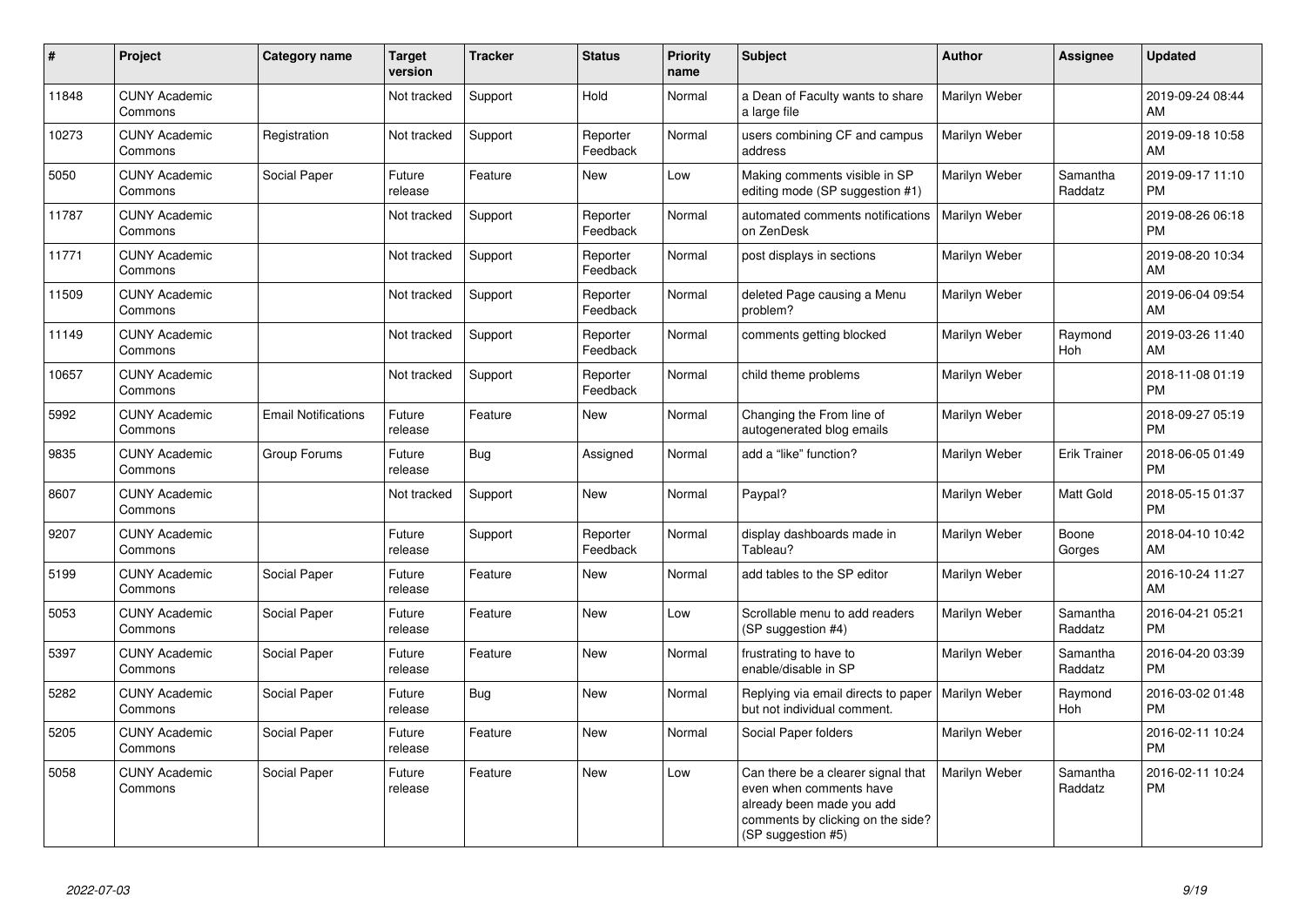| # | Project | Category name | Target version | Tracker | Status | Priority name | Subject | Author | Assignee | Updated |
|---|---|---|---|---|---|---|---|---|---|---|
| 11848 | CUNY Academic Commons | | Not tracked | Support | Hold | Normal | a Dean of Faculty wants to share a large file | Marilyn Weber | | 2019-09-24 08:44 AM |
| 10273 | CUNY Academic Commons | Registration | Not tracked | Support | Reporter Feedback | Normal | users combining CF and campus address | Marilyn Weber | | 2019-09-18 10:58 AM |
| 5050 | CUNY Academic Commons | Social Paper | Future release | Feature | New | Low | Making comments visible in SP editing mode (SP suggestion #1) | Marilyn Weber | Samantha Raddatz | 2019-09-17 11:10 PM |
| 11787 | CUNY Academic Commons | | Not tracked | Support | Reporter Feedback | Normal | automated comments notifications on ZenDesk | Marilyn Weber | | 2019-08-26 06:18 PM |
| 11771 | CUNY Academic Commons | | Not tracked | Support | Reporter Feedback | Normal | post displays in sections | Marilyn Weber | | 2019-08-20 10:34 AM |
| 11509 | CUNY Academic Commons | | Not tracked | Support | Reporter Feedback | Normal | deleted Page causing a Menu problem? | Marilyn Weber | | 2019-06-04 09:54 AM |
| 11149 | CUNY Academic Commons | | Not tracked | Support | Reporter Feedback | Normal | comments getting blocked | Marilyn Weber | Raymond Hoh | 2019-03-26 11:40 AM |
| 10657 | CUNY Academic Commons | | Not tracked | Support | Reporter Feedback | Normal | child theme problems | Marilyn Weber | | 2018-11-08 01:19 PM |
| 5992 | CUNY Academic Commons | Email Notifications | Future release | Feature | New | Normal | Changing the From line of autogenerated blog emails | Marilyn Weber | | 2018-09-27 05:19 PM |
| 9835 | CUNY Academic Commons | Group Forums | Future release | Bug | Assigned | Normal | add a "like" function? | Marilyn Weber | Erik Trainer | 2018-06-05 01:49 PM |
| 8607 | CUNY Academic Commons | | Not tracked | Support | New | Normal | Paypal? | Marilyn Weber | Matt Gold | 2018-05-15 01:37 PM |
| 9207 | CUNY Academic Commons | | Future release | Support | Reporter Feedback | Normal | display dashboards made in Tableau? | Marilyn Weber | Boone Gorges | 2018-04-10 10:42 AM |
| 5199 | CUNY Academic Commons | Social Paper | Future release | Feature | New | Normal | add tables to the SP editor | Marilyn Weber | | 2016-10-24 11:27 AM |
| 5053 | CUNY Academic Commons | Social Paper | Future release | Feature | New | Low | Scrollable menu to add readers (SP suggestion #4) | Marilyn Weber | Samantha Raddatz | 2016-04-21 05:21 PM |
| 5397 | CUNY Academic Commons | Social Paper | Future release | Feature | New | Normal | frustrating to have to enable/disable in SP | Marilyn Weber | Samantha Raddatz | 2016-04-20 03:39 PM |
| 5282 | CUNY Academic Commons | Social Paper | Future release | Bug | New | Normal | Replying via email directs to paper but not individual comment. | Marilyn Weber | Raymond Hoh | 2016-03-02 01:48 PM |
| 5205 | CUNY Academic Commons | Social Paper | Future release | Feature | New | Normal | Social Paper folders | Marilyn Weber | | 2016-02-11 10:24 PM |
| 5058 | CUNY Academic Commons | Social Paper | Future release | Feature | New | Low | Can there be a clearer signal that even when comments have already been made you add comments by clicking on the side? (SP suggestion #5) | Marilyn Weber | Samantha Raddatz | 2016-02-11 10:24 PM |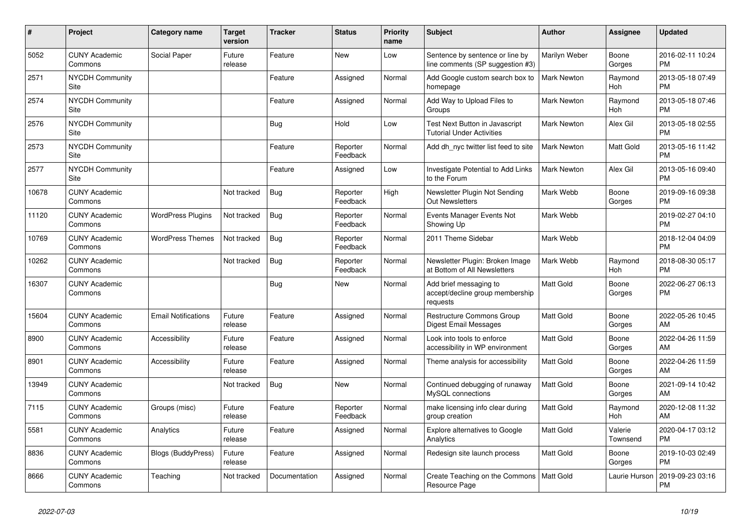| # | Project | Category name | Target version | Tracker | Status | Priority name | Subject | Author | Assignee | Updated |
|---|---|---|---|---|---|---|---|---|---|---|
| 5052 | CUNY Academic Commons | Social Paper | Future release | Feature | New | Low | Sentence by sentence or line by line comments (SP suggestion #3) | Marilyn Weber | Boone Gorges | 2016-02-11 10:24 PM |
| 2571 | NYCDH Community Site | | | Feature | Assigned | Normal | Add Google custom search box to homepage | Mark Newton | Raymond Hoh | 2013-05-18 07:49 PM |
| 2574 | NYCDH Community Site | | | Feature | Assigned | Normal | Add Way to Upload Files to Groups | Mark Newton | Raymond Hoh | 2013-05-18 07:46 PM |
| 2576 | NYCDH Community Site | | | Bug | Hold | Low | Test Next Button in Javascript Tutorial Under Activities | Mark Newton | Alex Gil | 2013-05-18 02:55 PM |
| 2573 | NYCDH Community Site | | | Feature | Reporter Feedback | Normal | Add dh_nyc twitter list feed to site | Mark Newton | Matt Gold | 2013-05-16 11:42 PM |
| 2577 | NYCDH Community Site | | | Feature | Assigned | Low | Investigate Potential to Add Links to the Forum | Mark Newton | Alex Gil | 2013-05-16 09:40 PM |
| 10678 | CUNY Academic Commons | | Not tracked | Bug | Reporter Feedback | High | Newsletter Plugin Not Sending Out Newsletters | Mark Webb | Boone Gorges | 2019-09-16 09:38 PM |
| 11120 | CUNY Academic Commons | WordPress Plugins | Not tracked | Bug | Reporter Feedback | Normal | Events Manager Events Not Showing Up | Mark Webb | | 2019-02-27 04:10 PM |
| 10769 | CUNY Academic Commons | WordPress Themes | Not tracked | Bug | Reporter Feedback | Normal | 2011 Theme Sidebar | Mark Webb | | 2018-12-04 04:09 PM |
| 10262 | CUNY Academic Commons | | Not tracked | Bug | Reporter Feedback | Normal | Newsletter Plugin: Broken Image at Bottom of All Newsletters | Mark Webb | Raymond Hoh | 2018-08-30 05:17 PM |
| 16307 | CUNY Academic Commons | | | Bug | New | Normal | Add brief messaging to accept/decline group membership requests | Matt Gold | Boone Gorges | 2022-06-27 06:13 PM |
| 15604 | CUNY Academic Commons | Email Notifications | Future release | Feature | Assigned | Normal | Restructure Commons Group Digest Email Messages | Matt Gold | Boone Gorges | 2022-05-26 10:45 AM |
| 8900 | CUNY Academic Commons | Accessibility | Future release | Feature | Assigned | Normal | Look into tools to enforce accessibility in WP environment | Matt Gold | Boone Gorges | 2022-04-26 11:59 AM |
| 8901 | CUNY Academic Commons | Accessibility | Future release | Feature | Assigned | Normal | Theme analysis for accessibility | Matt Gold | Boone Gorges | 2022-04-26 11:59 AM |
| 13949 | CUNY Academic Commons | | Not tracked | Bug | New | Normal | Continued debugging of runaway MySQL connections | Matt Gold | Boone Gorges | 2021-09-14 10:42 AM |
| 7115 | CUNY Academic Commons | Groups (misc) | Future release | Feature | Reporter Feedback | Normal | make licensing info clear during group creation | Matt Gold | Raymond Hoh | 2020-12-08 11:32 AM |
| 5581 | CUNY Academic Commons | Analytics | Future release | Feature | Assigned | Normal | Explore alternatives to Google Analytics | Matt Gold | Valerie Townsend | 2020-04-17 03:12 PM |
| 8836 | CUNY Academic Commons | Blogs (BuddyPress) | Future release | Feature | Assigned | Normal | Redesign site launch process | Matt Gold | Boone Gorges | 2019-10-03 02:49 PM |
| 8666 | CUNY Academic Commons | Teaching | Not tracked | Documentation | Assigned | Normal | Create Teaching on the Commons Resource Page | Matt Gold | Laurie Hurson | 2019-09-23 03:16 PM |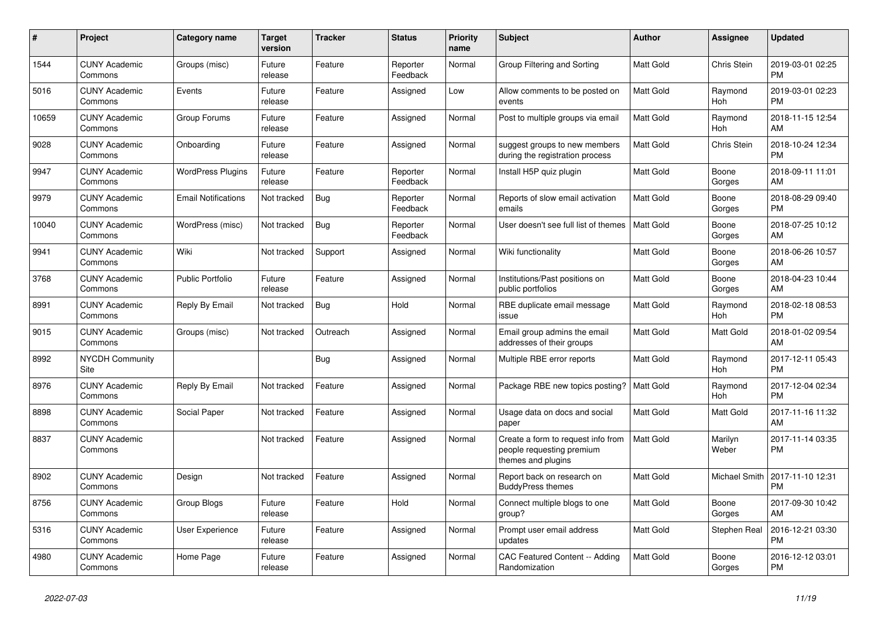| # | Project | Category name | Target version | Tracker | Status | Priority name | Subject | Author | Assignee | Updated |
|---|---|---|---|---|---|---|---|---|---|---|
| 1544 | CUNY Academic Commons | Groups (misc) | Future release | Feature | Reporter Feedback | Normal | Group Filtering and Sorting | Matt Gold | Chris Stein | 2019-03-01 02:25 PM |
| 5016 | CUNY Academic Commons | Events | Future release | Feature | Assigned | Low | Allow comments to be posted on events | Matt Gold | Raymond Hoh | 2019-03-01 02:23 PM |
| 10659 | CUNY Academic Commons | Group Forums | Future release | Feature | Assigned | Normal | Post to multiple groups via email | Matt Gold | Raymond Hoh | 2018-11-15 12:54 AM |
| 9028 | CUNY Academic Commons | Onboarding | Future release | Feature | Assigned | Normal | suggest groups to new members during the registration process | Matt Gold | Chris Stein | 2018-10-24 12:34 PM |
| 9947 | CUNY Academic Commons | WordPress Plugins | Future release | Feature | Reporter Feedback | Normal | Install H5P quiz plugin | Matt Gold | Boone Gorges | 2018-09-11 11:01 AM |
| 9979 | CUNY Academic Commons | Email Notifications | Not tracked | Bug | Reporter Feedback | Normal | Reports of slow email activation emails | Matt Gold | Boone Gorges | 2018-08-29 09:40 PM |
| 10040 | CUNY Academic Commons | WordPress (misc) | Not tracked | Bug | Reporter Feedback | Normal | User doesn't see full list of themes | Matt Gold | Boone Gorges | 2018-07-25 10:12 AM |
| 9941 | CUNY Academic Commons | Wiki | Not tracked | Support | Assigned | Normal | Wiki functionality | Matt Gold | Boone Gorges | 2018-06-26 10:57 AM |
| 3768 | CUNY Academic Commons | Public Portfolio | Future release | Feature | Assigned | Normal | Institutions/Past positions on public portfolios | Matt Gold | Boone Gorges | 2018-04-23 10:44 AM |
| 8991 | CUNY Academic Commons | Reply By Email | Not tracked | Bug | Hold | Normal | RBE duplicate email message issue | Matt Gold | Raymond Hoh | 2018-02-18 08:53 PM |
| 9015 | CUNY Academic Commons | Groups (misc) | Not tracked | Outreach | Assigned | Normal | Email group admins the email addresses of their groups | Matt Gold | Matt Gold | 2018-01-02 09:54 AM |
| 8992 | NYCDH Community Site | | | Bug | Assigned | Normal | Multiple RBE error reports | Matt Gold | Raymond Hoh | 2017-12-11 05:43 PM |
| 8976 | CUNY Academic Commons | Reply By Email | Not tracked | Feature | Assigned | Normal | Package RBE new topics posting? | Matt Gold | Raymond Hoh | 2017-12-04 02:34 PM |
| 8898 | CUNY Academic Commons | Social Paper | Not tracked | Feature | Assigned | Normal | Usage data on docs and social paper | Matt Gold | Matt Gold | 2017-11-16 11:32 AM |
| 8837 | CUNY Academic Commons | | Not tracked | Feature | Assigned | Normal | Create a form to request info from people requesting premium themes and plugins | Matt Gold | Marilyn Weber | 2017-11-14 03:35 PM |
| 8902 | CUNY Academic Commons | Design | Not tracked | Feature | Assigned | Normal | Report back on research on BuddyPress themes | Matt Gold | Michael Smith | 2017-11-10 12:31 PM |
| 8756 | CUNY Academic Commons | Group Blogs | Future release | Feature | Hold | Normal | Connect multiple blogs to one group? | Matt Gold | Boone Gorges | 2017-09-30 10:42 AM |
| 5316 | CUNY Academic Commons | User Experience | Future release | Feature | Assigned | Normal | Prompt user email address updates | Matt Gold | Stephen Real | 2016-12-21 03:30 PM |
| 4980 | CUNY Academic Commons | Home Page | Future release | Feature | Assigned | Normal | CAC Featured Content -- Adding Randomization | Matt Gold | Boone Gorges | 2016-12-12 03:01 PM |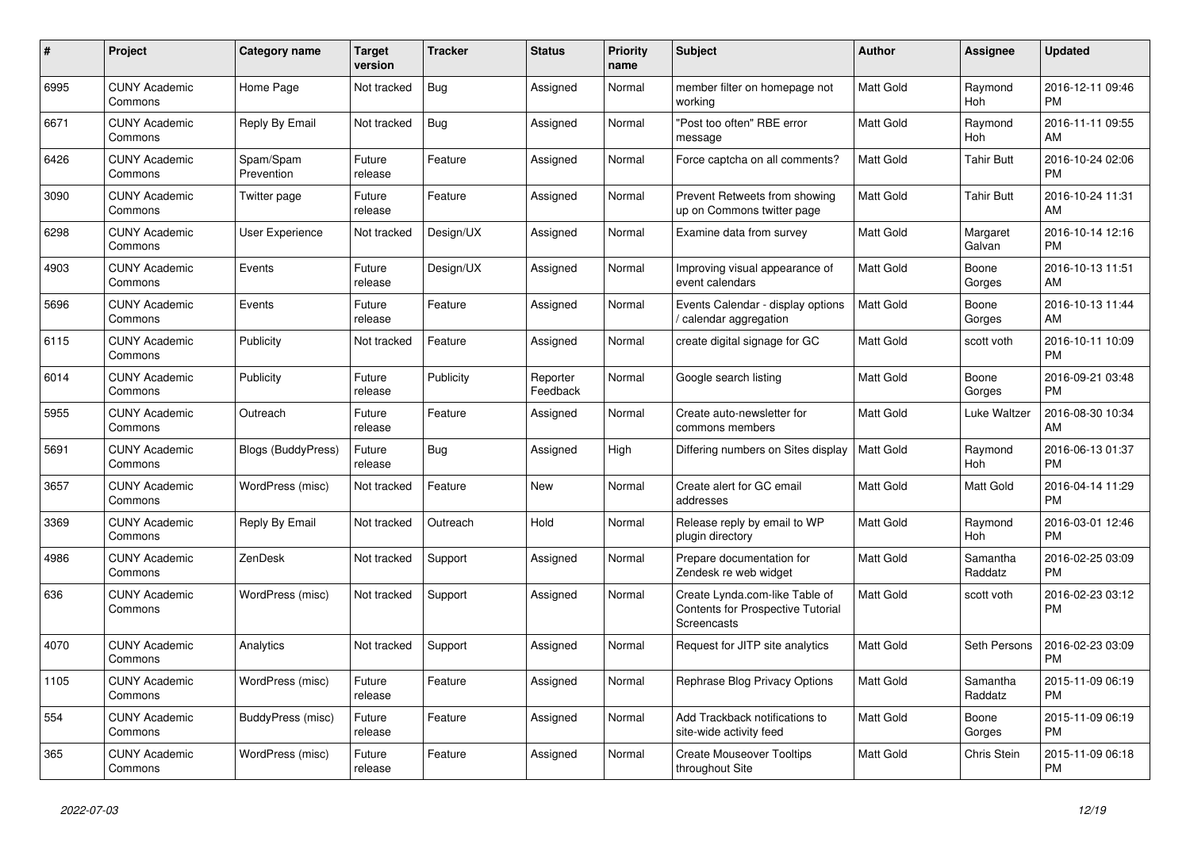| # | Project | Category name | Target version | Tracker | Status | Priority name | Subject | Author | Assignee | Updated |
|---|---|---|---|---|---|---|---|---|---|---|
| 6995 | CUNY Academic Commons | Home Page | Not tracked | Bug | Assigned | Normal | member filter on homepage not working | Matt Gold | Raymond Hoh | 2016-12-11 09:46 PM |
| 6671 | CUNY Academic Commons | Reply By Email | Not tracked | Bug | Assigned | Normal | "Post too often" RBE error message | Matt Gold | Raymond Hoh | 2016-11-11 09:55 AM |
| 6426 | CUNY Academic Commons | Spam/Spam Prevention | Future release | Feature | Assigned | Normal | Force captcha on all comments? | Matt Gold | Tahir Butt | 2016-10-24 02:06 PM |
| 3090 | CUNY Academic Commons | Twitter page | Future release | Feature | Assigned | Normal | Prevent Retweets from showing up on Commons twitter page | Matt Gold | Tahir Butt | 2016-10-24 11:31 AM |
| 6298 | CUNY Academic Commons | User Experience | Not tracked | Design/UX | Assigned | Normal | Examine data from survey | Matt Gold | Margaret Galvan | 2016-10-14 12:16 PM |
| 4903 | CUNY Academic Commons | Events | Future release | Design/UX | Assigned | Normal | Improving visual appearance of event calendars | Matt Gold | Boone Gorges | 2016-10-13 11:51 AM |
| 5696 | CUNY Academic Commons | Events | Future release | Feature | Assigned | Normal | Events Calendar - display options / calendar aggregation | Matt Gold | Boone Gorges | 2016-10-13 11:44 AM |
| 6115 | CUNY Academic Commons | Publicity | Not tracked | Feature | Assigned | Normal | create digital signage for GC | Matt Gold | scott voth | 2016-10-11 10:09 PM |
| 6014 | CUNY Academic Commons | Publicity | Future release | Publicity | Reporter Feedback | Normal | Google search listing | Matt Gold | Boone Gorges | 2016-09-21 03:48 PM |
| 5955 | CUNY Academic Commons | Outreach | Future release | Feature | Assigned | Normal | Create auto-newsletter for commons members | Matt Gold | Luke Waltzer | 2016-08-30 10:34 AM |
| 5691 | CUNY Academic Commons | Blogs (BuddyPress) | Future release | Bug | Assigned | High | Differing numbers on Sites display | Matt Gold | Raymond Hoh | 2016-06-13 01:37 PM |
| 3657 | CUNY Academic Commons | WordPress (misc) | Not tracked | Feature | New | Normal | Create alert for GC email addresses | Matt Gold | Matt Gold | 2016-04-14 11:29 PM |
| 3369 | CUNY Academic Commons | Reply By Email | Not tracked | Outreach | Hold | Normal | Release reply by email to WP plugin directory | Matt Gold | Raymond Hoh | 2016-03-01 12:46 PM |
| 4986 | CUNY Academic Commons | ZenDesk | Not tracked | Support | Assigned | Normal | Prepare documentation for Zendesk re web widget | Matt Gold | Samantha Raddatz | 2016-02-25 03:09 PM |
| 636 | CUNY Academic Commons | WordPress (misc) | Not tracked | Support | Assigned | Normal | Create Lynda.com-like Table of Contents for Prospective Tutorial Screencasts | Matt Gold | scott voth | 2016-02-23 03:12 PM |
| 4070 | CUNY Academic Commons | Analytics | Not tracked | Support | Assigned | Normal | Request for JITP site analytics | Matt Gold | Seth Persons | 2016-02-23 03:09 PM |
| 1105 | CUNY Academic Commons | WordPress (misc) | Future release | Feature | Assigned | Normal | Rephrase Blog Privacy Options | Matt Gold | Samantha Raddatz | 2015-11-09 06:19 PM |
| 554 | CUNY Academic Commons | BuddyPress (misc) | Future release | Feature | Assigned | Normal | Add Trackback notifications to site-wide activity feed | Matt Gold | Boone Gorges | 2015-11-09 06:19 PM |
| 365 | CUNY Academic Commons | WordPress (misc) | Future release | Feature | Assigned | Normal | Create Mouseover Tooltips throughout Site | Matt Gold | Chris Stein | 2015-11-09 06:18 PM |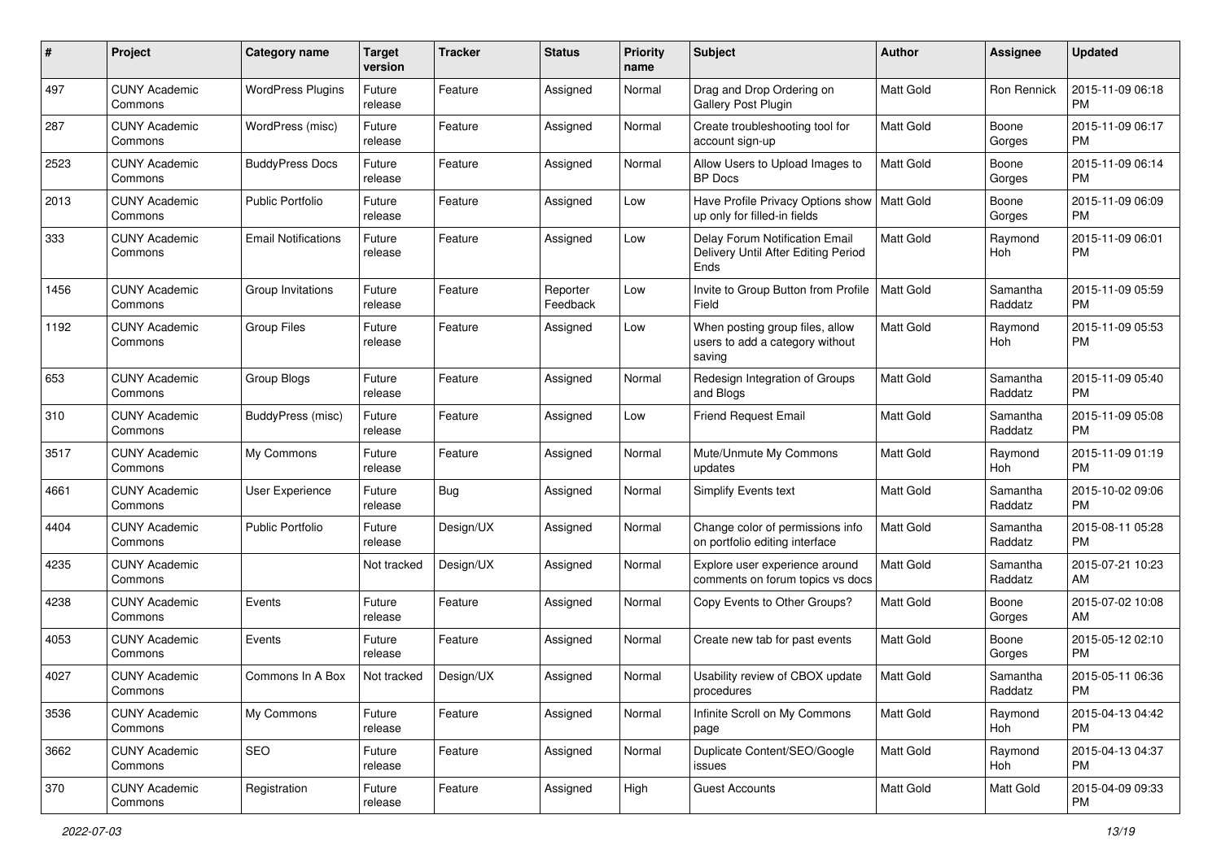| # | Project | Category name | Target version | Tracker | Status | Priority name | Subject | Author | Assignee | Updated |
|---|---|---|---|---|---|---|---|---|---|---|
| 497 | CUNY Academic Commons | WordPress Plugins | Future release | Feature | Assigned | Normal | Drag and Drop Ordering on Gallery Post Plugin | Matt Gold | Ron Rennick | 2015-11-09 06:18 PM |
| 287 | CUNY Academic Commons | WordPress (misc) | Future release | Feature | Assigned | Normal | Create troubleshooting tool for account sign-up | Matt Gold | Boone Gorges | 2015-11-09 06:17 PM |
| 2523 | CUNY Academic Commons | BuddyPress Docs | Future release | Feature | Assigned | Normal | Allow Users to Upload Images to BP Docs | Matt Gold | Boone Gorges | 2015-11-09 06:14 PM |
| 2013 | CUNY Academic Commons | Public Portfolio | Future release | Feature | Assigned | Low | Have Profile Privacy Options show up only for filled-in fields | Matt Gold | Boone Gorges | 2015-11-09 06:09 PM |
| 333 | CUNY Academic Commons | Email Notifications | Future release | Feature | Assigned | Low | Delay Forum Notification Email Delivery Until After Editing Period Ends | Matt Gold | Raymond Hoh | 2015-11-09 06:01 PM |
| 1456 | CUNY Academic Commons | Group Invitations | Future release | Feature | Reporter Feedback | Low | Invite to Group Button from Profile Field | Matt Gold | Samantha Raddatz | 2015-11-09 05:59 PM |
| 1192 | CUNY Academic Commons | Group Files | Future release | Feature | Assigned | Low | When posting group files, allow users to add a category without saving | Matt Gold | Raymond Hoh | 2015-11-09 05:53 PM |
| 653 | CUNY Academic Commons | Group Blogs | Future release | Feature | Assigned | Normal | Redesign Integration of Groups and Blogs | Matt Gold | Samantha Raddatz | 2015-11-09 05:40 PM |
| 310 | CUNY Academic Commons | BuddyPress (misc) | Future release | Feature | Assigned | Low | Friend Request Email | Matt Gold | Samantha Raddatz | 2015-11-09 05:08 PM |
| 3517 | CUNY Academic Commons | My Commons | Future release | Feature | Assigned | Normal | Mute/Unmute My Commons updates | Matt Gold | Raymond Hoh | 2015-11-09 01:19 PM |
| 4661 | CUNY Academic Commons | User Experience | Future release | Bug | Assigned | Normal | Simplify Events text | Matt Gold | Samantha Raddatz | 2015-10-02 09:06 PM |
| 4404 | CUNY Academic Commons | Public Portfolio | Future release | Design/UX | Assigned | Normal | Change color of permissions info on portfolio editing interface | Matt Gold | Samantha Raddatz | 2015-08-11 05:28 PM |
| 4235 | CUNY Academic Commons | | Not tracked | Design/UX | Assigned | Normal | Explore user experience around comments on forum topics vs docs | Matt Gold | Samantha Raddatz | 2015-07-21 10:23 AM |
| 4238 | CUNY Academic Commons | Events | Future release | Feature | Assigned | Normal | Copy Events to Other Groups? | Matt Gold | Boone Gorges | 2015-07-02 10:08 AM |
| 4053 | CUNY Academic Commons | Events | Future release | Feature | Assigned | Normal | Create new tab for past events | Matt Gold | Boone Gorges | 2015-05-12 02:10 PM |
| 4027 | CUNY Academic Commons | Commons In A Box | Not tracked | Design/UX | Assigned | Normal | Usability review of CBOX update procedures | Matt Gold | Samantha Raddatz | 2015-05-11 06:36 PM |
| 3536 | CUNY Academic Commons | My Commons | Future release | Feature | Assigned | Normal | Infinite Scroll on My Commons page | Matt Gold | Raymond Hoh | 2015-04-13 04:42 PM |
| 3662 | CUNY Academic Commons | SEO | Future release | Feature | Assigned | Normal | Duplicate Content/SEO/Google issues | Matt Gold | Raymond Hoh | 2015-04-13 04:37 PM |
| 370 | CUNY Academic Commons | Registration | Future release | Feature | Assigned | High | Guest Accounts | Matt Gold | Matt Gold | 2015-04-09 09:33 PM |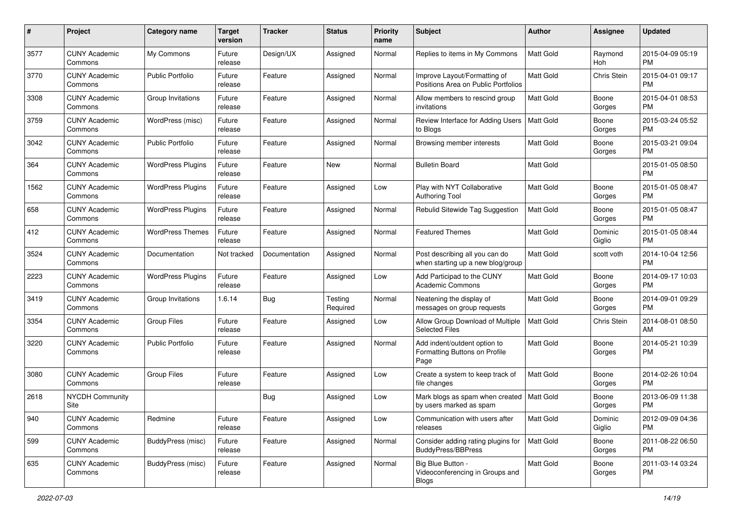| # | Project | Category name | Target version | Tracker | Status | Priority name | Subject | Author | Assignee | Updated |
|---|---|---|---|---|---|---|---|---|---|---|
| 3577 | CUNY Academic Commons | My Commons | Future release | Design/UX | Assigned | Normal | Replies to items in My Commons | Matt Gold | Raymond Hoh | 2015-04-09 05:19 PM |
| 3770 | CUNY Academic Commons | Public Portfolio | Future release | Feature | Assigned | Normal | Improve Layout/Formatting of Positions Area on Public Portfolios | Matt Gold | Chris Stein | 2015-04-01 09:17 PM |
| 3308 | CUNY Academic Commons | Group Invitations | Future release | Feature | Assigned | Normal | Allow members to rescind group invitations | Matt Gold | Boone Gorges | 2015-04-01 08:53 PM |
| 3759 | CUNY Academic Commons | WordPress (misc) | Future release | Feature | Assigned | Normal | Review Interface for Adding Users to Blogs | Matt Gold | Boone Gorges | 2015-03-24 05:52 PM |
| 3042 | CUNY Academic Commons | Public Portfolio | Future release | Feature | Assigned | Normal | Browsing member interests | Matt Gold | Boone Gorges | 2015-03-21 09:04 PM |
| 364 | CUNY Academic Commons | WordPress Plugins | Future release | Feature | New | Normal | Bulletin Board | Matt Gold | | 2015-01-05 08:50 PM |
| 1562 | CUNY Academic Commons | WordPress Plugins | Future release | Feature | Assigned | Low | Play with NYT Collaborative Authoring Tool | Matt Gold | Boone Gorges | 2015-01-05 08:47 PM |
| 658 | CUNY Academic Commons | WordPress Plugins | Future release | Feature | Assigned | Normal | Rebulid Sitewide Tag Suggestion | Matt Gold | Boone Gorges | 2015-01-05 08:47 PM |
| 412 | CUNY Academic Commons | WordPress Themes | Future release | Feature | Assigned | Normal | Featured Themes | Matt Gold | Dominic Giglio | 2015-01-05 08:44 PM |
| 3524 | CUNY Academic Commons | Documentation | Not tracked | Documentation | Assigned | Normal | Post describing all you can do when starting up a new blog/group | Matt Gold | scott voth | 2014-10-04 12:56 PM |
| 2223 | CUNY Academic Commons | WordPress Plugins | Future release | Feature | Assigned | Low | Add Participad to the CUNY Academic Commons | Matt Gold | Boone Gorges | 2014-09-17 10:03 PM |
| 3419 | CUNY Academic Commons | Group Invitations | 1.6.14 | Bug | Testing Required | Normal | Neatening the display of messages on group requests | Matt Gold | Boone Gorges | 2014-09-01 09:29 PM |
| 3354 | CUNY Academic Commons | Group Files | Future release | Feature | Assigned | Low | Allow Group Download of Multiple Selected Files | Matt Gold | Chris Stein | 2014-08-01 08:50 AM |
| 3220 | CUNY Academic Commons | Public Portfolio | Future release | Feature | Assigned | Normal | Add indent/outdent option to Formatting Buttons on Profile Page | Matt Gold | Boone Gorges | 2014-05-21 10:39 PM |
| 3080 | CUNY Academic Commons | Group Files | Future release | Feature | Assigned | Low | Create a system to keep track of file changes | Matt Gold | Boone Gorges | 2014-02-26 10:04 PM |
| 2618 | NYCDH Community Site | | | Bug | Assigned | Low | Mark blogs as spam when created by users marked as spam | Matt Gold | Boone Gorges | 2013-06-09 11:38 PM |
| 940 | CUNY Academic Commons | Redmine | Future release | Feature | Assigned | Low | Communication with users after releases | Matt Gold | Dominic Giglio | 2012-09-09 04:36 PM |
| 599 | CUNY Academic Commons | BuddyPress (misc) | Future release | Feature | Assigned | Normal | Consider adding rating plugins for BuddyPress/BBPress | Matt Gold | Boone Gorges | 2011-08-22 06:50 PM |
| 635 | CUNY Academic Commons | BuddyPress (misc) | Future release | Feature | Assigned | Normal | Big Blue Button - Videoconferencing in Groups and Blogs | Matt Gold | Boone Gorges | 2011-03-14 03:24 PM |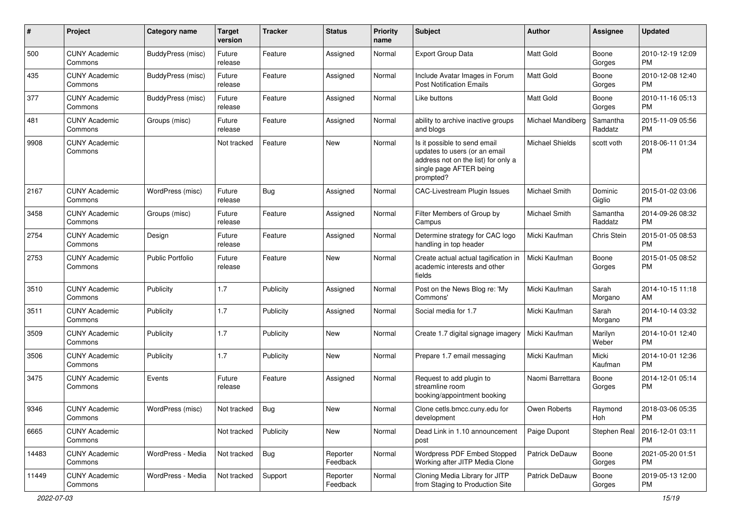| # | Project | Category name | Target version | Tracker | Status | Priority name | Subject | Author | Assignee | Updated |
|---|---|---|---|---|---|---|---|---|---|---|
| 500 | CUNY Academic Commons | BuddyPress (misc) | Future release | Feature | Assigned | Normal | Export Group Data | Matt Gold | Boone Gorges | 2010-12-19 12:09 PM |
| 435 | CUNY Academic Commons | BuddyPress (misc) | Future release | Feature | Assigned | Normal | Include Avatar Images in Forum Post Notification Emails | Matt Gold | Boone Gorges | 2010-12-08 12:40 PM |
| 377 | CUNY Academic Commons | BuddyPress (misc) | Future release | Feature | Assigned | Normal | Like buttons | Matt Gold | Boone Gorges | 2010-11-16 05:13 PM |
| 481 | CUNY Academic Commons | Groups (misc) | Future release | Feature | Assigned | Normal | ability to archive inactive groups and blogs | Michael Mandiberg | Samantha Raddatz | 2015-11-09 05:56 PM |
| 9908 | CUNY Academic Commons | | Not tracked | Feature | New | Normal | Is it possible to send email updates to users (or an email address not on the list) for only a single page AFTER being prompted? | Michael Shields | scott voth | 2018-06-11 01:34 PM |
| 2167 | CUNY Academic Commons | WordPress (misc) | Future release | Bug | Assigned | Normal | CAC-Livestream Plugin Issues | Michael Smith | Dominic Giglio | 2015-01-02 03:06 PM |
| 3458 | CUNY Academic Commons | Groups (misc) | Future release | Feature | Assigned | Normal | Filter Members of Group by Campus | Michael Smith | Samantha Raddatz | 2014-09-26 08:32 PM |
| 2754 | CUNY Academic Commons | Design | Future release | Feature | Assigned | Normal | Determine strategy for CAC logo handling in top header | Micki Kaufman | Chris Stein | 2015-01-05 08:53 PM |
| 2753 | CUNY Academic Commons | Public Portfolio | Future release | Feature | New | Normal | Create actual actual tagification in academic interests and other fields | Micki Kaufman | Boone Gorges | 2015-01-05 08:52 PM |
| 3510 | CUNY Academic Commons | Publicity | 1.7 | Publicity | Assigned | Normal | Post on the News Blog re: 'My Commons' | Micki Kaufman | Sarah Morgano | 2014-10-15 11:18 AM |
| 3511 | CUNY Academic Commons | Publicity | 1.7 | Publicity | Assigned | Normal | Social media for 1.7 | Micki Kaufman | Sarah Morgano | 2014-10-14 03:32 PM |
| 3509 | CUNY Academic Commons | Publicity | 1.7 | Publicity | New | Normal | Create 1.7 digital signage imagery | Micki Kaufman | Marilyn Weber | 2014-10-01 12:40 PM |
| 3506 | CUNY Academic Commons | Publicity | 1.7 | Publicity | New | Normal | Prepare 1.7 email messaging | Micki Kaufman | Micki Kaufman | 2014-10-01 12:36 PM |
| 3475 | CUNY Academic Commons | Events | Future release | Feature | Assigned | Normal | Request to add plugin to streamline room booking/appointment booking | Naomi Barrettara | Boone Gorges | 2014-12-01 05:14 PM |
| 9346 | CUNY Academic Commons | WordPress (misc) | Not tracked | Bug | New | Normal | Clone cetls.bmcc.cuny.edu for development | Owen Roberts | Raymond Hoh | 2018-03-06 05:35 PM |
| 6665 | CUNY Academic Commons | | Not tracked | Publicity | New | Normal | Dead Link in 1.10 announcement post | Paige Dupont | Stephen Real | 2016-12-01 03:11 PM |
| 14483 | CUNY Academic Commons | WordPress - Media | Not tracked | Bug | Reporter Feedback | Normal | Wordpress PDF Embed Stopped Working after JITP Media Clone | Patrick DeDauw | Boone Gorges | 2021-05-20 01:51 PM |
| 11449 | CUNY Academic Commons | WordPress - Media | Not tracked | Support | Reporter Feedback | Normal | Cloning Media Library for JITP from Staging to Production Site | Patrick DeDauw | Boone Gorges | 2019-05-13 12:00 PM |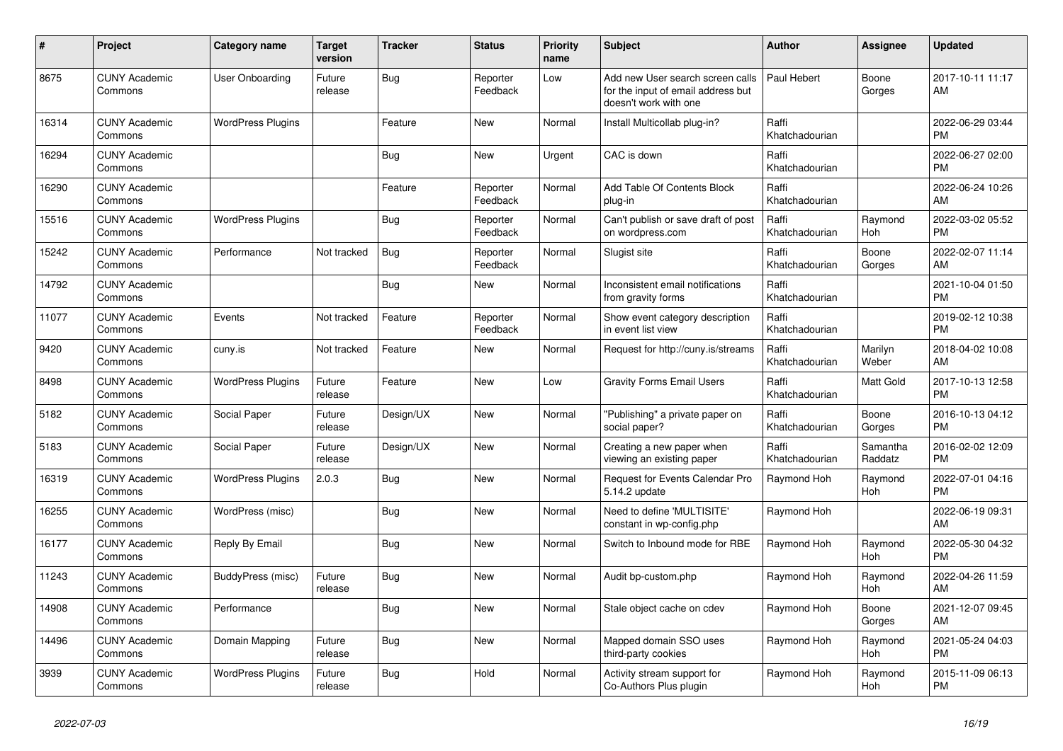| # | Project | Category name | Target version | Tracker | Status | Priority name | Subject | Author | Assignee | Updated |
|---|---|---|---|---|---|---|---|---|---|---|
| 8675 | CUNY Academic Commons | User Onboarding | Future release | Bug | Reporter Feedback | Low | Add new User search screen calls for the input of email address but doesn't work with one | Paul Hebert | Boone Gorges | 2017-10-11 11:17 AM |
| 16314 | CUNY Academic Commons | WordPress Plugins | | Feature | New | Normal | Install Multicollab plug-in? | Raffi Khatchadourian | | 2022-06-29 03:44 PM |
| 16294 | CUNY Academic Commons | | | Bug | New | Urgent | CAC is down | Raffi Khatchadourian | | 2022-06-27 02:00 PM |
| 16290 | CUNY Academic Commons | | | Feature | Reporter Feedback | Normal | Add Table Of Contents Block plug-in | Raffi Khatchadourian | | 2022-06-24 10:26 AM |
| 15516 | CUNY Academic Commons | WordPress Plugins | | Bug | Reporter Feedback | Normal | Can't publish or save draft of post on wordpress.com | Raffi Khatchadourian | Raymond Hoh | 2022-03-02 05:52 PM |
| 15242 | CUNY Academic Commons | Performance | Not tracked | Bug | Reporter Feedback | Normal | Slugist site | Raffi Khatchadourian | Boone Gorges | 2022-02-07 11:14 AM |
| 14792 | CUNY Academic Commons | | | Bug | New | Normal | Inconsistent email notifications from gravity forms | Raffi Khatchadourian | | 2021-10-04 01:50 PM |
| 11077 | CUNY Academic Commons | Events | Not tracked | Feature | Reporter Feedback | Normal | Show event category description in event list view | Raffi Khatchadourian | | 2019-02-12 10:38 PM |
| 9420 | CUNY Academic Commons | cuny.is | Not tracked | Feature | New | Normal | Request for http://cuny.is/streams | Raffi Khatchadourian | Marilyn Weber | 2018-04-02 10:08 AM |
| 8498 | CUNY Academic Commons | WordPress Plugins | Future release | Feature | New | Low | Gravity Forms Email Users | Raffi Khatchadourian | Matt Gold | 2017-10-13 12:58 PM |
| 5182 | CUNY Academic Commons | Social Paper | Future release | Design/UX | New | Normal | "Publishing" a private paper on social paper? | Raffi Khatchadourian | Boone Gorges | 2016-10-13 04:12 PM |
| 5183 | CUNY Academic Commons | Social Paper | Future release | Design/UX | New | Normal | Creating a new paper when viewing an existing paper | Raffi Khatchadourian | Samantha Raddatz | 2016-02-02 12:09 PM |
| 16319 | CUNY Academic Commons | WordPress Plugins | 2.0.3 | Bug | New | Normal | Request for Events Calendar Pro 5.14.2 update | Raymond Hoh | Raymond Hoh | 2022-07-01 04:16 PM |
| 16255 | CUNY Academic Commons | WordPress (misc) | | Bug | New | Normal | Need to define 'MULTISITE' constant in wp-config.php | Raymond Hoh | | 2022-06-19 09:31 AM |
| 16177 | CUNY Academic Commons | Reply By Email | | Bug | New | Normal | Switch to Inbound mode for RBE | Raymond Hoh | Raymond Hoh | 2022-05-30 04:32 PM |
| 11243 | CUNY Academic Commons | BuddyPress (misc) | Future release | Bug | New | Normal | Audit bp-custom.php | Raymond Hoh | Raymond Hoh | 2022-04-26 11:59 AM |
| 14908 | CUNY Academic Commons | Performance | | Bug | New | Normal | Stale object cache on cdev | Raymond Hoh | Boone Gorges | 2021-12-07 09:45 AM |
| 14496 | CUNY Academic Commons | Domain Mapping | Future release | Bug | New | Normal | Mapped domain SSO uses third-party cookies | Raymond Hoh | Raymond Hoh | 2021-05-24 04:03 PM |
| 3939 | CUNY Academic Commons | WordPress Plugins | Future release | Bug | Hold | Normal | Activity stream support for Co-Authors Plus plugin | Raymond Hoh | Raymond Hoh | 2015-11-09 06:13 PM |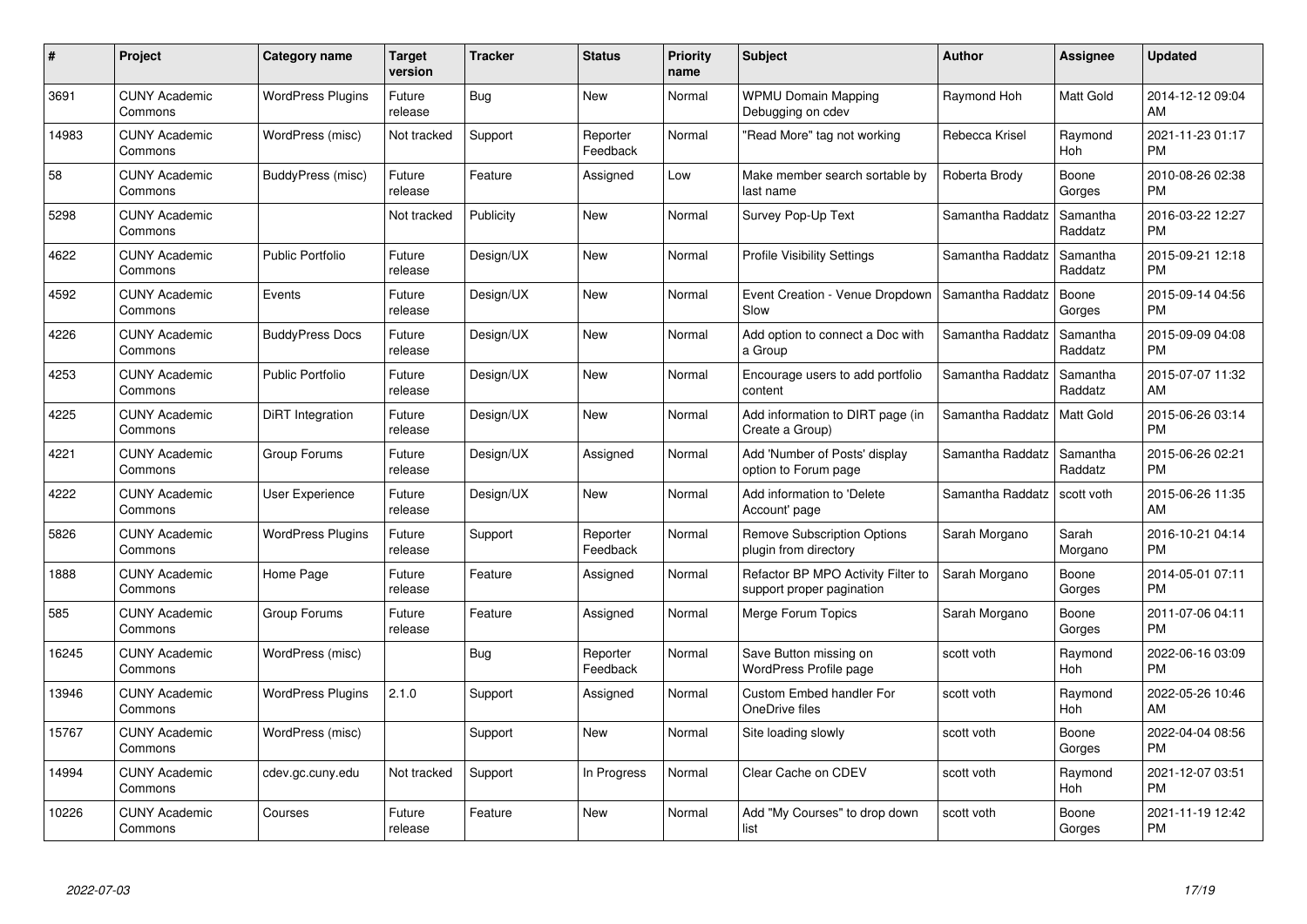| # | Project | Category name | Target version | Tracker | Status | Priority name | Subject | Author | Assignee | Updated |
|---|---|---|---|---|---|---|---|---|---|---|
| 3691 | CUNY Academic Commons | WordPress Plugins | Future release | Bug | New | Normal | WPMU Domain Mapping Debugging on cdev | Raymond Hoh | Matt Gold | 2014-12-12 09:04 AM |
| 14983 | CUNY Academic Commons | WordPress (misc) | Not tracked | Support | Reporter Feedback | Normal | "Read More" tag not working | Rebecca Krisel | Raymond Hoh | 2021-11-23 01:17 PM |
| 58 | CUNY Academic Commons | BuddyPress (misc) | Future release | Feature | Assigned | Low | Make member search sortable by last name | Roberta Brody | Boone Gorges | 2010-08-26 02:38 PM |
| 5298 | CUNY Academic Commons | | Not tracked | Publicity | New | Normal | Survey Pop-Up Text | Samantha Raddatz | Samantha Raddatz | 2016-03-22 12:27 PM |
| 4622 | CUNY Academic Commons | Public Portfolio | Future release | Design/UX | New | Normal | Profile Visibility Settings | Samantha Raddatz | Samantha Raddatz | 2015-09-21 12:18 PM |
| 4592 | CUNY Academic Commons | Events | Future release | Design/UX | New | Normal | Event Creation - Venue Dropdown Slow | Samantha Raddatz | Boone Gorges | 2015-09-14 04:56 PM |
| 4226 | CUNY Academic Commons | BuddyPress Docs | Future release | Design/UX | New | Normal | Add option to connect a Doc with a Group | Samantha Raddatz | Samantha Raddatz | 2015-09-09 04:08 PM |
| 4253 | CUNY Academic Commons | Public Portfolio | Future release | Design/UX | New | Normal | Encourage users to add portfolio content | Samantha Raddatz | Samantha Raddatz | 2015-07-07 11:32 AM |
| 4225 | CUNY Academic Commons | DiRT Integration | Future release | Design/UX | New | Normal | Add information to DIRT page (in Create a Group) | Samantha Raddatz | Matt Gold | 2015-06-26 03:14 PM |
| 4221 | CUNY Academic Commons | Group Forums | Future release | Design/UX | Assigned | Normal | Add 'Number of Posts' display option to Forum page | Samantha Raddatz | Samantha Raddatz | 2015-06-26 02:21 PM |
| 4222 | CUNY Academic Commons | User Experience | Future release | Design/UX | New | Normal | Add information to 'Delete Account' page | Samantha Raddatz | scott voth | 2015-06-26 11:35 AM |
| 5826 | CUNY Academic Commons | WordPress Plugins | Future release | Support | Reporter Feedback | Normal | Remove Subscription Options plugin from directory | Sarah Morgano | Sarah Morgano | 2016-10-21 04:14 PM |
| 1888 | CUNY Academic Commons | Home Page | Future release | Feature | Assigned | Normal | Refactor BP MPO Activity Filter to support proper pagination | Sarah Morgano | Boone Gorges | 2014-05-01 07:11 PM |
| 585 | CUNY Academic Commons | Group Forums | Future release | Feature | Assigned | Normal | Merge Forum Topics | Sarah Morgano | Boone Gorges | 2011-07-06 04:11 PM |
| 16245 | CUNY Academic Commons | WordPress (misc) | | Bug | Reporter Feedback | Normal | Save Button missing on WordPress Profile page | scott voth | Raymond Hoh | 2022-06-16 03:09 PM |
| 13946 | CUNY Academic Commons | WordPress Plugins | 2.1.0 | Support | Assigned | Normal | Custom Embed handler For OneDrive files | scott voth | Raymond Hoh | 2022-05-26 10:46 AM |
| 15767 | CUNY Academic Commons | WordPress (misc) | | Support | New | Normal | Site loading slowly | scott voth | Boone Gorges | 2022-04-04 08:56 PM |
| 14994 | CUNY Academic Commons | cdev.gc.cuny.edu | Not tracked | Support | In Progress | Normal | Clear Cache on CDEV | scott voth | Raymond Hoh | 2021-12-07 03:51 PM |
| 10226 | CUNY Academic Commons | Courses | Future release | Feature | New | Normal | Add "My Courses" to drop down list | scott voth | Boone Gorges | 2021-11-19 12:42 PM |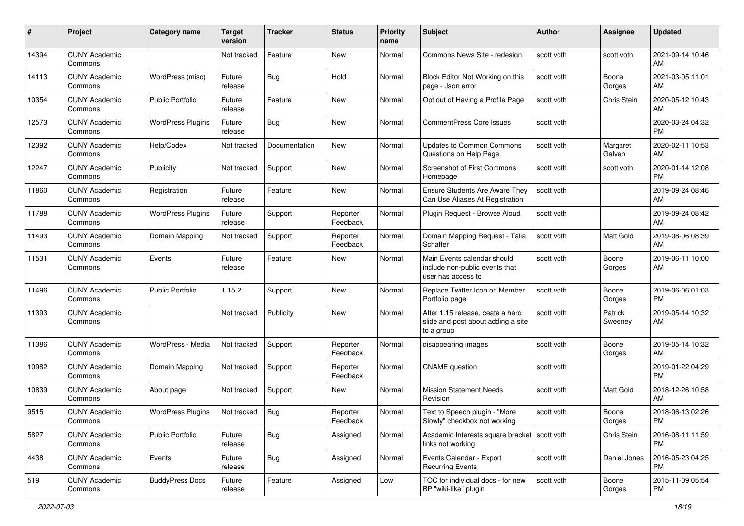| # | Project | Category name | Target version | Tracker | Status | Priority name | Subject | Author | Assignee | Updated |
|---|---|---|---|---|---|---|---|---|---|---|
| 14394 | CUNY Academic Commons | | Not tracked | Feature | New | Normal | Commons News Site - redesign | scott voth | scott voth | 2021-09-14 10:46 AM |
| 14113 | CUNY Academic Commons | WordPress (misc) | Future release | Bug | Hold | Normal | Block Editor Not Working on this page - Json error | scott voth | Boone Gorges | 2021-03-05 11:01 AM |
| 10354 | CUNY Academic Commons | Public Portfolio | Future release | Feature | New | Normal | Opt out of Having a Profile Page | scott voth | Chris Stein | 2020-05-12 10:43 AM |
| 12573 | CUNY Academic Commons | WordPress Plugins | Future release | Bug | New | Normal | CommentPress Core Issues | scott voth | | 2020-03-24 04:32 PM |
| 12392 | CUNY Academic Commons | Help/Codex | Not tracked | Documentation | New | Normal | Updates to Common Commons Questions on Help Page | scott voth | Margaret Galvan | 2020-02-11 10:53 AM |
| 12247 | CUNY Academic Commons | Publicity | Not tracked | Support | New | Normal | Screenshot of First Commons Homepage | scott voth | scott voth | 2020-01-14 12:08 PM |
| 11860 | CUNY Academic Commons | Registration | Future release | Feature | New | Normal | Ensure Students Are Aware They Can Use Aliases At Registration | scott voth | | 2019-09-24 08:46 AM |
| 11788 | CUNY Academic Commons | WordPress Plugins | Future release | Support | Reporter Feedback | Normal | Plugin Request - Browse Aloud | scott voth | | 2019-09-24 08:42 AM |
| 11493 | CUNY Academic Commons | Domain Mapping | Not tracked | Support | Reporter Feedback | Normal | Domain Mapping Request - Talia Schaffer | scott voth | Matt Gold | 2019-08-06 08:39 AM |
| 11531 | CUNY Academic Commons | Events | Future release | Feature | New | Normal | Main Events calendar should include non-public events that user has access to | scott voth | Boone Gorges | 2019-06-11 10:00 AM |
| 11496 | CUNY Academic Commons | Public Portfolio | 1.15.2 | Support | New | Normal | Replace Twitter Icon on Member Portfolio page | scott voth | Boone Gorges | 2019-06-06 01:03 PM |
| 11393 | CUNY Academic Commons | | Not tracked | Publicity | New | Normal | After 1.15 release, ceate a hero slide and post about adding a site to a group | scott voth | Patrick Sweeney | 2019-05-14 10:32 AM |
| 11386 | CUNY Academic Commons | WordPress - Media | Not tracked | Support | Reporter Feedback | Normal | disappearing images | scott voth | Boone Gorges | 2019-05-14 10:32 AM |
| 10982 | CUNY Academic Commons | Domain Mapping | Not tracked | Support | Reporter Feedback | Normal | CNAME question | scott voth | | 2019-01-22 04:29 PM |
| 10839 | CUNY Academic Commons | About page | Not tracked | Support | New | Normal | Mission Statement Needs Revision | scott voth | Matt Gold | 2018-12-26 10:58 AM |
| 9515 | CUNY Academic Commons | WordPress Plugins | Not tracked | Bug | Reporter Feedback | Normal | Text to Speech plugin - "More Slowly" checkbox not working | scott voth | Boone Gorges | 2018-06-13 02:26 PM |
| 5827 | CUNY Academic Commons | Public Portfolio | Future release | Bug | Assigned | Normal | Academic Interests square bracket links not working | scott voth | Chris Stein | 2016-08-11 11:59 PM |
| 4438 | CUNY Academic Commons | Events | Future release | Bug | Assigned | Normal | Events Calendar - Export Recurring Events | scott voth | Daniel Jones | 2016-05-23 04:25 PM |
| 519 | CUNY Academic Commons | BuddyPress Docs | Future release | Feature | Assigned | Low | TOC for individual docs - for new BP "wiki-like" plugin | scott voth | Boone Gorges | 2015-11-09 05:54 PM |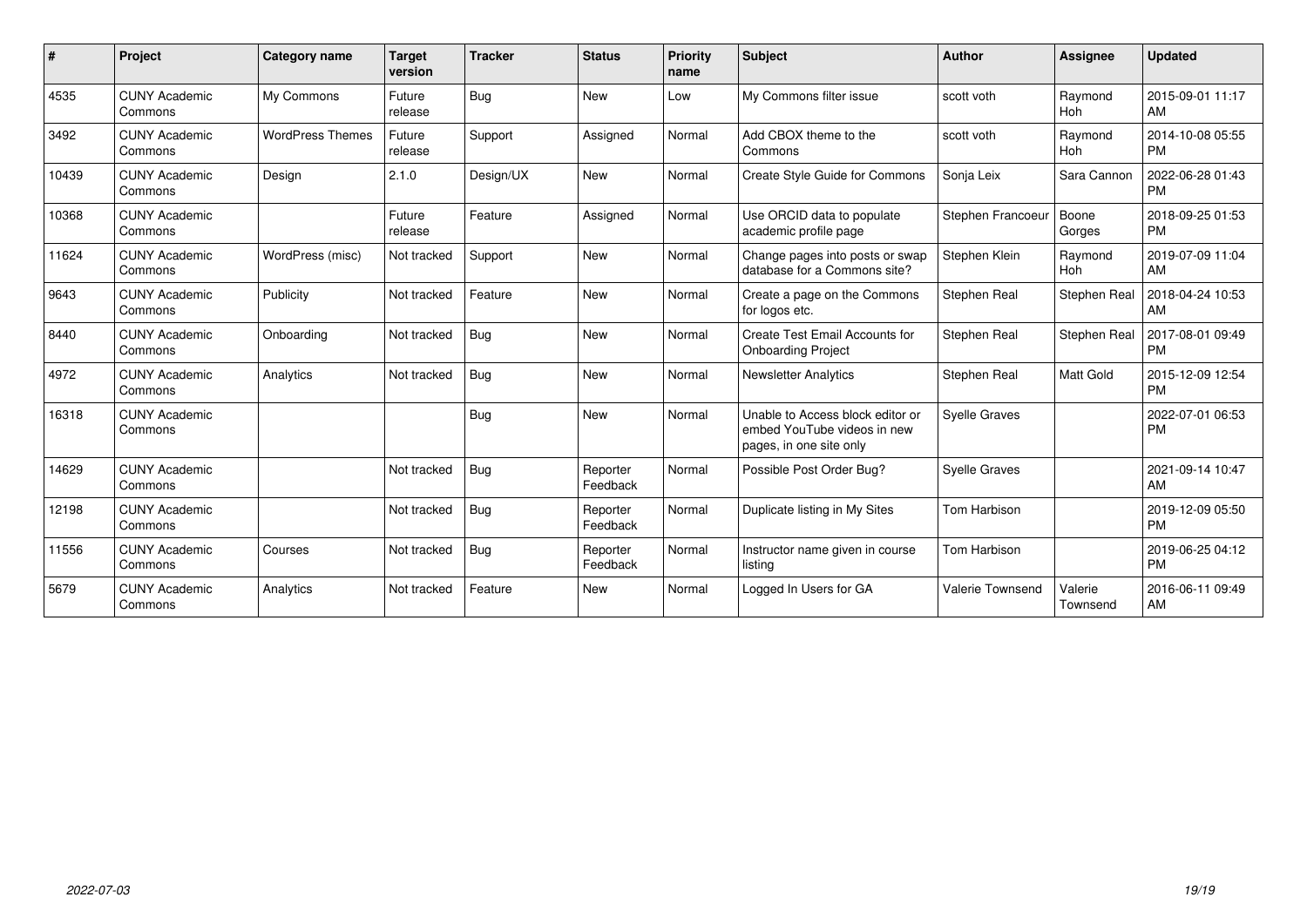| # | Project | Category name | Target version | Tracker | Status | Priority name | Subject | Author | Assignee | Updated |
|---|---|---|---|---|---|---|---|---|---|---|
| 4535 | CUNY Academic Commons | My Commons | Future release | Bug | New | Low | My Commons filter issue | scott voth | Raymond Hoh | 2015-09-01 11:17 AM |
| 3492 | CUNY Academic Commons | WordPress Themes | Future release | Support | Assigned | Normal | Add CBOX theme to the Commons | scott voth | Raymond Hoh | 2014-10-08 05:55 PM |
| 10439 | CUNY Academic Commons | Design | 2.1.0 | Design/UX | New | Normal | Create Style Guide for Commons | Sonja Leix | Sara Cannon | 2022-06-28 01:43 PM |
| 10368 | CUNY Academic Commons | | Future release | Feature | Assigned | Normal | Use ORCID data to populate academic profile page | Stephen Francoeur | Boone Gorges | 2018-09-25 01:53 PM |
| 11624 | CUNY Academic Commons | WordPress (misc) | Not tracked | Support | New | Normal | Change pages into posts or swap database for a Commons site? | Stephen Klein | Raymond Hoh | 2019-07-09 11:04 AM |
| 9643 | CUNY Academic Commons | Publicity | Not tracked | Feature | New | Normal | Create a page on the Commons for logos etc. | Stephen Real | Stephen Real | 2018-04-24 10:53 AM |
| 8440 | CUNY Academic Commons | Onboarding | Not tracked | Bug | New | Normal | Create Test Email Accounts for Onboarding Project | Stephen Real | Stephen Real | 2017-08-01 09:49 PM |
| 4972 | CUNY Academic Commons | Analytics | Not tracked | Bug | New | Normal | Newsletter Analytics | Stephen Real | Matt Gold | 2015-12-09 12:54 PM |
| 16318 | CUNY Academic Commons | | | Bug | New | Normal | Unable to Access block editor or embed YouTube videos in new pages, in one site only | Syelle Graves | | 2022-07-01 06:53 PM |
| 14629 | CUNY Academic Commons | | Not tracked | Bug | Reporter Feedback | Normal | Possible Post Order Bug? | Syelle Graves | | 2021-09-14 10:47 AM |
| 12198 | CUNY Academic Commons | | Not tracked | Bug | Reporter Feedback | Normal | Duplicate listing in My Sites | Tom Harbison | | 2019-12-09 05:50 PM |
| 11556 | CUNY Academic Commons | Courses | Not tracked | Bug | Reporter Feedback | Normal | Instructor name given in course listing | Tom Harbison | | 2019-06-25 04:12 PM |
| 5679 | CUNY Academic Commons | Analytics | Not tracked | Feature | New | Normal | Logged In Users for GA | Valerie Townsend | Valerie Townsend | 2016-06-11 09:49 AM |